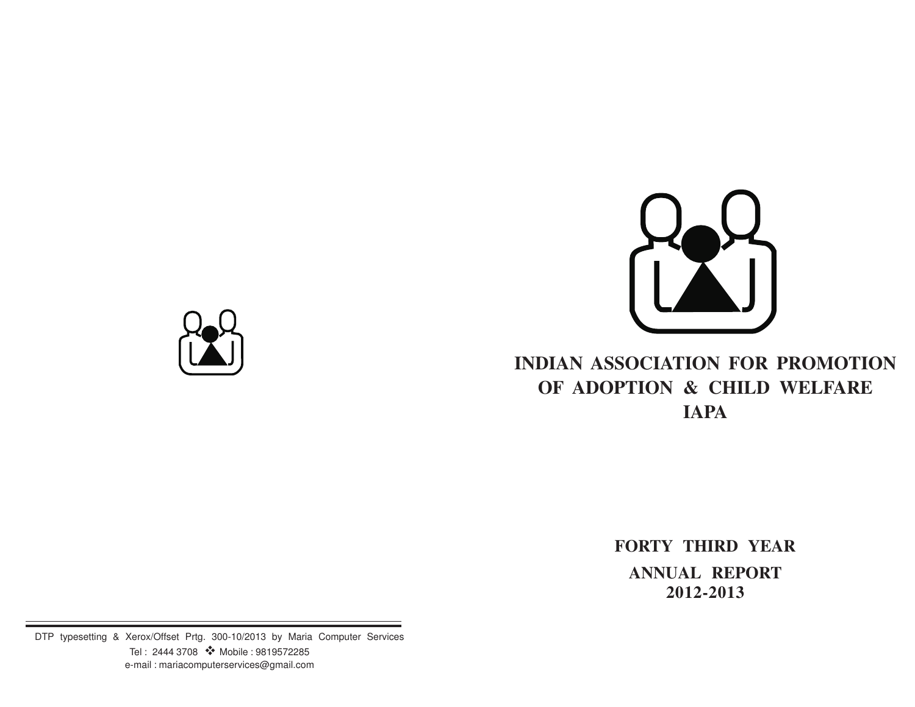# INDIAN ASSOCIATION FOR PROMOTION OF ADOPTION & CHILD WELFARE

# IAPA

## FORTY THIRD YEAR

## ANNUAL REPORT 2012-2013

DTP typesetting & Xerox/Offset Prtg. 300-10/2013 by Maria Computer Services
Tel : 2444 3708 ❖ Mobile : 9819572285
e-mail : mariacomputerservices@gmail.com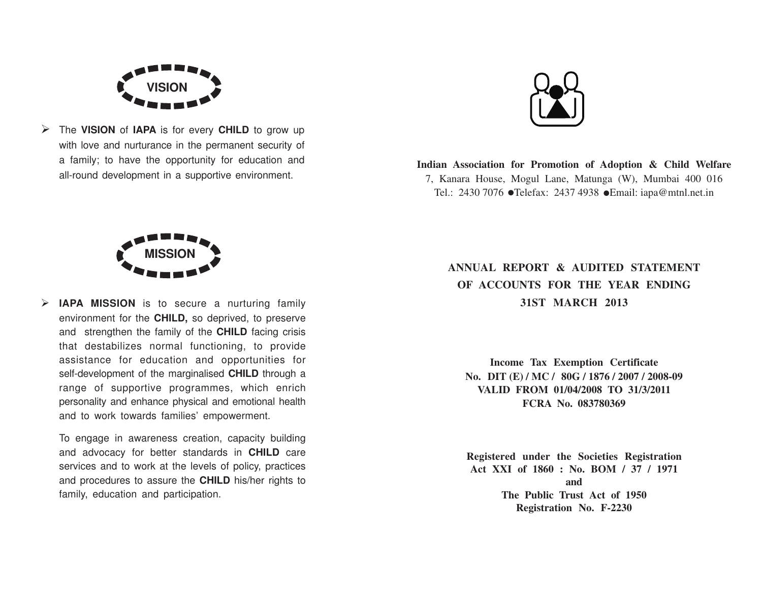## VISION

- The **VISION** of **IAPA** is for every **CHILD** to grow up with love and nurturance in the permanent security of a family; to have the opportunity for education and all-round development in a supportive environment.

## MISSION

- **IAPA MISSION** is to secure a nurturing family environment for the **CHILD,** so deprived, to preserve and strengthen the family of the **CHILD** facing crisis that destabilizes normal functioning, to provide assistance for education and opportunities for self-development of the marginalised **CHILD** through a range of supportive programmes, which enrich personality and enhance physical and emotional health and to work towards families' empowerment.

  To engage in awareness creation, capacity building and advocacy for better standards in **CHILD** care services and to work at the levels of policy, practices and procedures to assure the **CHILD** his/her rights to family, education and participation.

**Indian Association for Promotion of Adoption & Child Welfare**

7, Kanara House, Mogul Lane, Matunga (W), Mumbai 400 016

Tel.: 2430 7076 ●Telefax: 2437 4938 ●Email: iapa@mtnl.net.in

# ANNUAL REPORT & AUDITED STATEMENT OF ACCOUNTS FOR THE YEAR ENDING 31ST MARCH 2013

**Income Tax Exemption Certificate**
**No. DIT (E) / MC / 80G / 1876 / 2007 / 2008-09**
**VALID FROM 01/04/2008 TO 31/3/2011**
**FCRA No. 083780369**

**Registered under the Societies Registration Act XXI of 1860 : No. BOM / 37 / 1971**
**and**
**The Public Trust Act of 1950**
**Registration No. F-2230**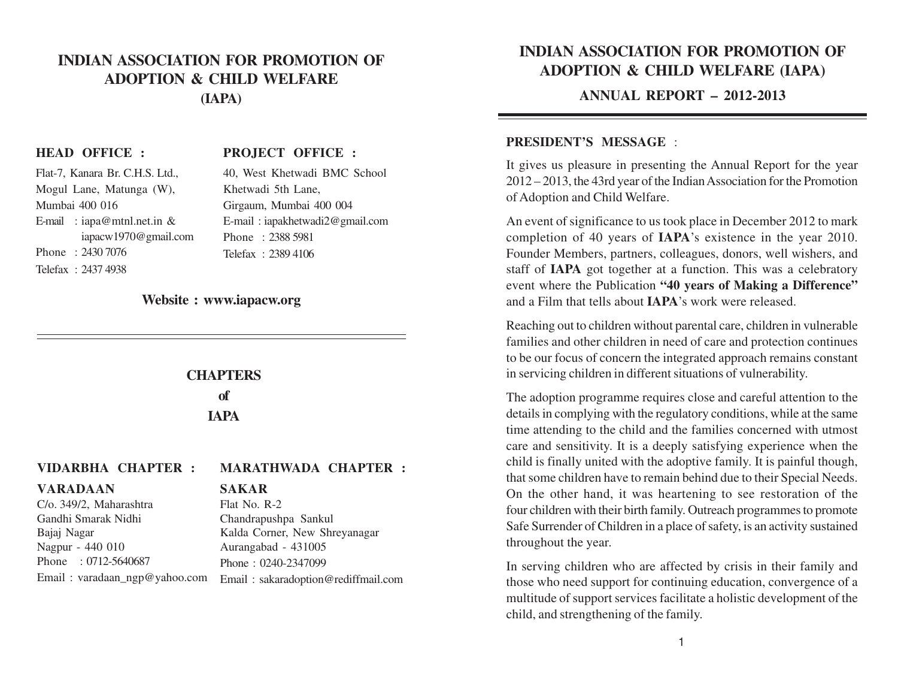# INDIAN ASSOCIATION FOR PROMOTION OF ADOPTION & CHILD WELFARE (IAPA)

**HEAD OFFICE :**

Flat-7, Kanara Br. C.H.S. Ltd.,
Mogul Lane, Matunga (W),
Mumbai 400 016
E-mail : iapa@mtnl.net.in & iapacw1970@gmail.com
Phone : 2430 7076
Telefax : 2437 4938

**PROJECT OFFICE :**

40, West Khetwadi BMC School
Khetwadi 5th Lane,
Girgaum, Mumbai 400 004
E-mail : iapakhetwadi2@gmail.com
Phone : 2388 5981
Telefax : 2389 4106

**Website : www.iapacw.org**

## CHAPTERS of IAPA

**VIDARBHA CHAPTER :**

**VARADAAN**
C/o. 349/2, Maharashtra
Gandhi Smarak Nidhi
Bajaj Nagar
Nagpur - 440 010
Phone : 0712-5640687
Email : varadaan_ngp@yahoo.com

**MARATHWADA CHAPTER :**

**SAKAR**
Flat No. R-2
Chandrapushpa Sankul
Kalda Corner, New Shreyanagar
Aurangabad - 431005
Phone : 0240-2347099
Email : sakaradoption@rediffmail.com

# INDIAN ASSOCIATION FOR PROMOTION OF ADOPTION & CHILD WELFARE (IAPA)

## ANNUAL REPORT – 2012-2013

### PRESIDENT'S MESSAGE :

It gives us pleasure in presenting the Annual Report for the year 2012 – 2013, the 43rd year of the Indian Association for the Promotion of Adoption and Child Welfare.

An event of significance to us took place in December 2012 to mark completion of 40 years of **IAPA**'s existence in the year 2010. Founder Members, partners, colleagues, donors, well wishers, and staff of **IAPA** got together at a function. This was a celebratory event where the Publication **"40 years of Making a Difference"** and a Film that tells about **IAPA**'s work were released.

Reaching out to children without parental care, children in vulnerable families and other children in need of care and protection continues to be our focus of concern the integrated approach remains constant in servicing children in different situations of vulnerability.

The adoption programme requires close and careful attention to the details in complying with the regulatory conditions, while at the same time attending to the child and the families concerned with utmost care and sensitivity. It is a deeply satisfying experience when the child is finally united with the adoptive family. It is painful though, that some children have to remain behind due to their Special Needs. On the other hand, it was heartening to see restoration of the four children with their birth family. Outreach programmes to promote Safe Surrender of Children in a place of safety, is an activity sustained throughout the year.

In serving children who are affected by crisis in their family and those who need support for continuing education, convergence of a multitude of support services facilitate a holistic development of the child, and strengthening of the family.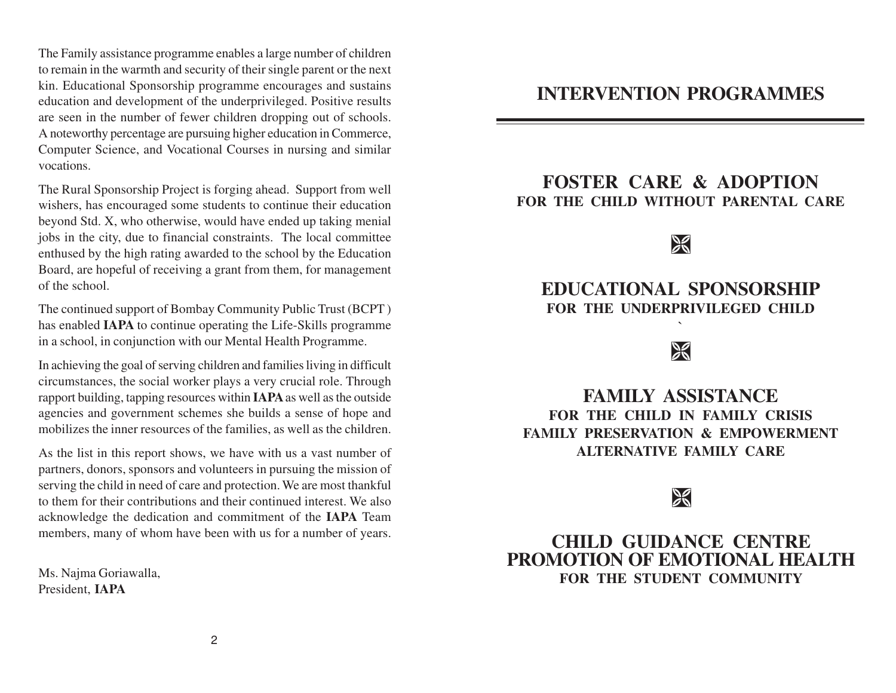The Family assistance programme enables a large number of children to remain in the warmth and security of their single parent or the next kin. Educational Sponsorship programme encourages and sustains education and development of the underprivileged. Positive results are seen in the number of fewer children dropping out of schools. A noteworthy percentage are pursuing higher education in Commerce, Computer Science, and Vocational Courses in nursing and similar vocations.

The Rural Sponsorship Project is forging ahead. Support from well wishers, has encouraged some students to continue their education beyond Std. X, who otherwise, would have ended up taking menial jobs in the city, due to financial constraints. The local committee enthused by the high rating awarded to the school by the Education Board, are hopeful of receiving a grant from them, for management of the school.

The continued support of Bombay Community Public Trust (BCPT ) has enabled **IAPA** to continue operating the Life-Skills programme in a school, in conjunction with our Mental Health Programme.

In achieving the goal of serving children and families living in difficult circumstances, the social worker plays a very crucial role. Through rapport building, tapping resources within **IAPA** as well as the outside agencies and government schemes she builds a sense of hope and mobilizes the inner resources of the families, as well as the children.

As the list in this report shows, we have with us a vast number of partners, donors, sponsors and volunteers in pursuing the mission of serving the child in need of care and protection. We are most thankful to them for their contributions and their continued interest. We also acknowledge the dedication and commitment of the **IAPA** Team members, many of whom have been with us for a number of years.

Ms. Najma Goriawalla,
President, **IAPA**

# INTERVENTION PROGRAMMES

## FOSTER CARE & ADOPTION

**FOR THE CHILD WITHOUT PARENTAL CARE**

## EDUCATIONAL SPONSORSHIP

**FOR THE UNDERPRIVILEGED CHILD**

## FAMILY ASSISTANCE

**FOR THE CHILD IN FAMILY CRISIS**

**FAMILY PRESERVATION & EMPOWERMENT**

**ALTERNATIVE FAMILY CARE**

## CHILD GUIDANCE CENTRE

## PROMOTION OF EMOTIONAL HEALTH

**FOR THE STUDENT COMMUNITY**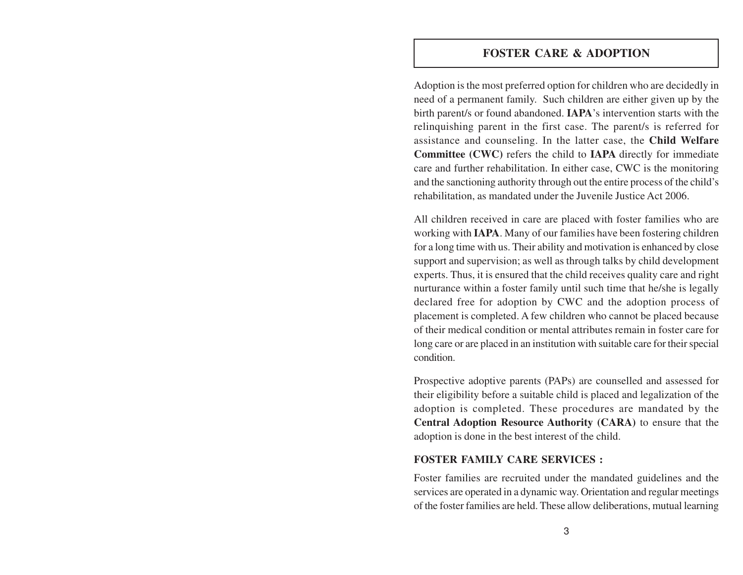# FOSTER CARE & ADOPTION

Adoption is the most preferred option for children who are decidedly in need of a permanent family. Such children are either given up by the birth parent/s or found abandoned. **IAPA**'s intervention starts with the relinquishing parent in the first case. The parent/s is referred for assistance and counseling. In the latter case, the **Child Welfare Committee (CWC)** refers the child to **IAPA** directly for immediate care and further rehabilitation. In either case, CWC is the monitoring and the sanctioning authority through out the entire process of the child's rehabilitation, as mandated under the Juvenile Justice Act 2006.

All children received in care are placed with foster families who are working with **IAPA**. Many of our families have been fostering children for a long time with us. Their ability and motivation is enhanced by close support and supervision; as well as through talks by child development experts. Thus, it is ensured that the child receives quality care and right nurturance within a foster family until such time that he/she is legally declared free for adoption by CWC and the adoption process of placement is completed. A few children who cannot be placed because of their medical condition or mental attributes remain in foster care for long care or are placed in an institution with suitable care for their special condition.

Prospective adoptive parents (PAPs) are counselled and assessed for their eligibility before a suitable child is placed and legalization of the adoption is completed. These procedures are mandated by the **Central Adoption Resource Authority (CARA)** to ensure that the adoption is done in the best interest of the child.

**FOSTER FAMILY CARE SERVICES :**

Foster families are recruited under the mandated guidelines and the services are operated in a dynamic way. Orientation and regular meetings of the foster families are held. These allow deliberations, mutual learning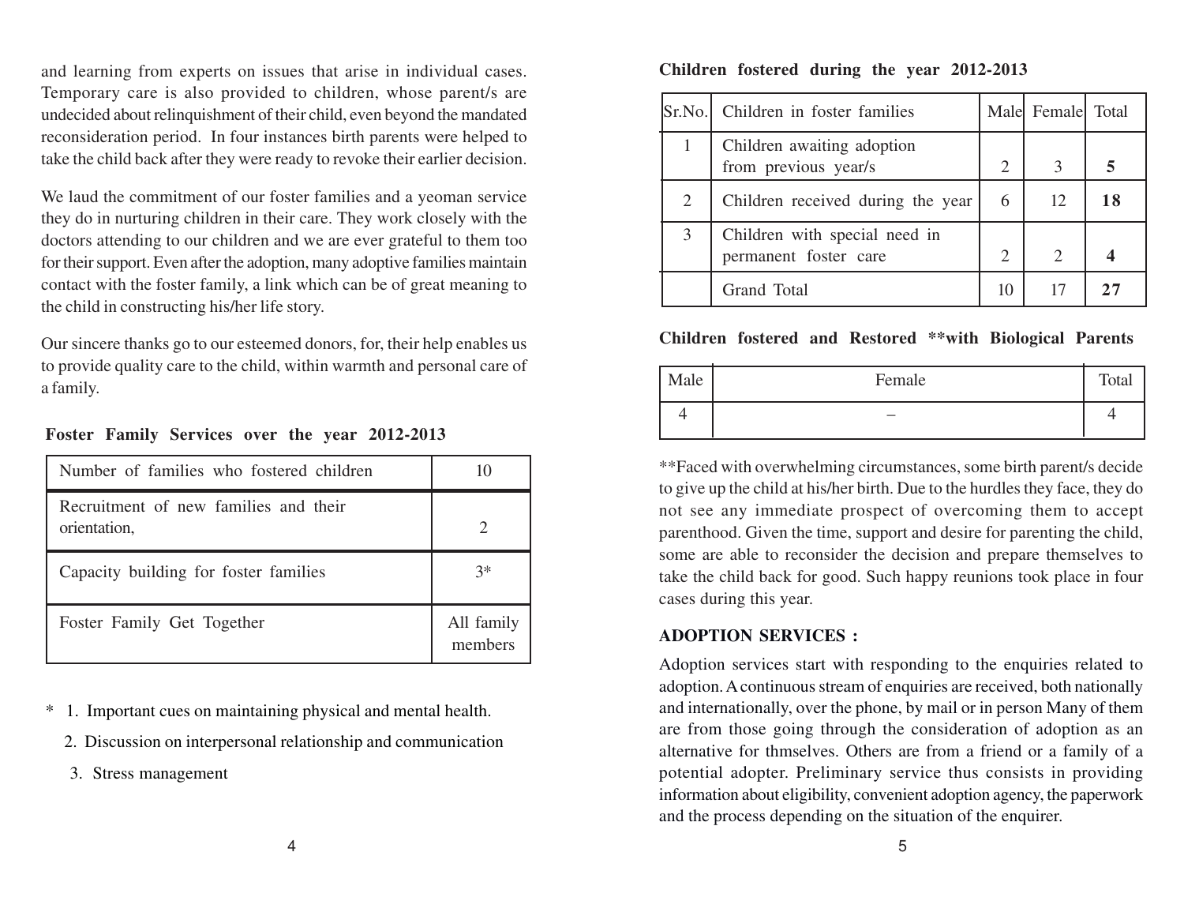and learning from experts on issues that arise in individual cases. Temporary care is also provided to children, whose parent/s are undecided about relinquishment of their child, even beyond the mandated reconsideration period. In four instances birth parents were helped to take the child back after they were ready to revoke their earlier decision.

We laud the commitment of our foster families and a yeoman service they do in nurturing children in their care. They work closely with the doctors attending to our children and we are ever grateful to them too for their support. Even after the adoption, many adoptive families maintain contact with the foster family, a link which can be of great meaning to the child in constructing his/her life story.

Our sincere thanks go to our esteemed donors, for, their help enables us to provide quality care to the child, within warmth and personal care of a family.

**Foster Family Services over the year 2012-2013**

| Number of families who fostered children | 10 |
|---|---|
| Recruitment of new families and their orientation, | 2 |
| Capacity building for foster families | 3* |
| Foster Family Get Together | All family members |

\* 1. Important cues on maintaining physical and mental health.

2. Discussion on interpersonal relationship and communication

3. Stress management

**Children fostered during the year 2012-2013**

| Sr.No. | Children in foster families | Male | Female | Total |
|---|---|---|---|---|
| 1 | Children awaiting adoption from previous year/s | 2 | 3 | **5** |
| 2 | Children received during the year | 6 | 12 | **18** |
| 3 | Children with special need in permanent foster care | 2 | 2 | **4** |
| | Grand Total | 10 | 17 | **27** |

**Children fostered and Restored **with Biological Parents**

| Male | Female | Total |
|---|---|---|
| 4 | – | 4 |

**Faced with overwhelming circumstances, some birth parent/s decide to give up the child at his/her birth. Due to the hurdles they face, they do not see any immediate prospect of overcoming them to accept parenthood. Given the time, support and desire for parenting the child, some are able to reconsider the decision and prepare themselves to take the child back for good. Such happy reunions took place in four cases during this year.

**ADOPTION SERVICES :**

Adoption services start with responding to the enquiries related to adoption. A continuous stream of enquiries are received, both nationally and internationally, over the phone, by mail or in person Many of them are from those going through the consideration of adoption as an alternative for thmselves. Others are from a friend or a family of a potential adopter. Preliminary service thus consists in providing information about eligibility, convenient adoption agency, the paperwork and the process depending on the situation of the enquirer.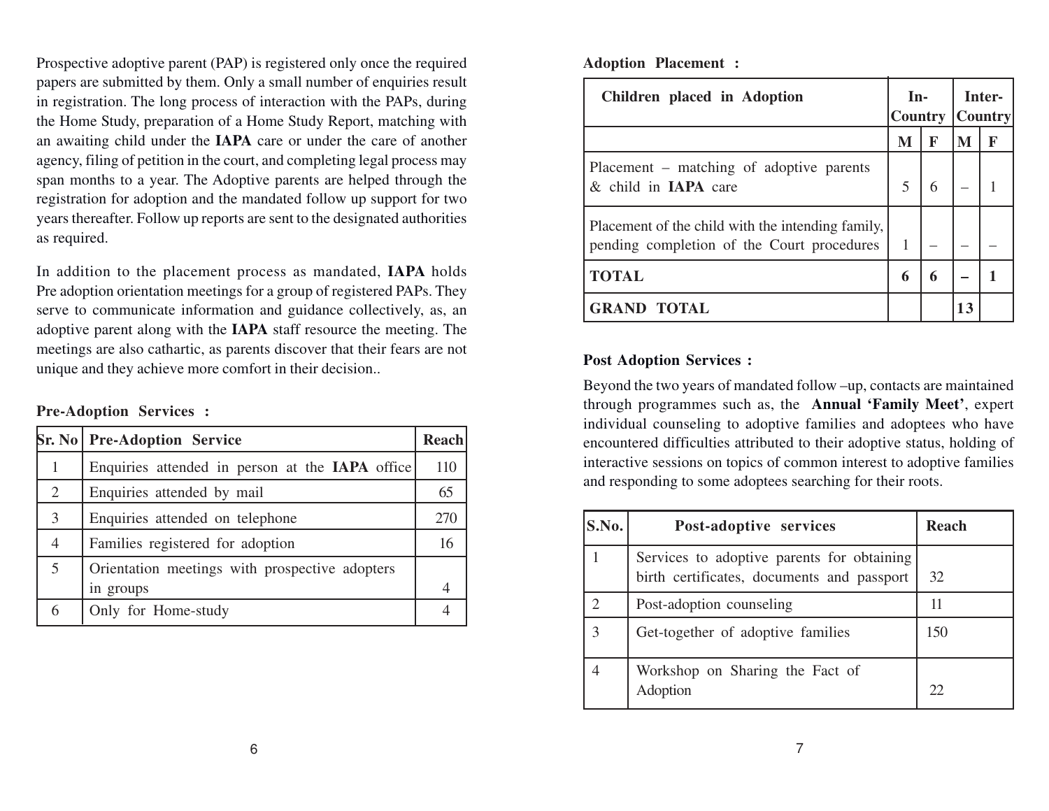Prospective adoptive parent (PAP) is registered only once the required papers are submitted by them. Only a small number of enquiries result in registration. The long process of interaction with the PAPs, during the Home Study, preparation of a Home Study Report, matching with an awaiting child under the **IAPA** care or under the care of another agency, filing of petition in the court, and completing legal process may span months to a year. The Adoptive parents are helped through the registration for adoption and the mandated follow up support for two years thereafter. Follow up reports are sent to the designated authorities as required.

In addition to the placement process as mandated, **IAPA** holds Pre adoption orientation meetings for a group of registered PAPs. They serve to communicate information and guidance collectively, as, an adoptive parent along with the **IAPA** staff resource the meeting. The meetings are also cathartic, as parents discover that their fears are not unique and they achieve more comfort in their decision..

**Pre-Adoption Services :**

| Sr. No | Pre-Adoption Service | Reach |
|---|---|---|
| 1 | Enquiries attended in person at the **IAPA** office | 110 |
| 2 | Enquiries attended by mail | 65 |
| 3 | Enquiries attended on telephone | 270 |
| 4 | Families registered for adoption | 16 |
| 5 | Orientation meetings with prospective adopters in groups | 4 |
| 6 | Only for Home-study | 4 |

**Adoption Placement :**

| Children placed in Adoption | In-Country | | Inter-Country | |
|---|---|---|---|---|
| | **M** | **F** | **M** | **F** |
| Placement – matching of adoptive parents & child in **IAPA** care | 5 | 6 | – | 1 |
| Placement of the child with the intending family, pending completion of the Court procedures | 1 | – | – | – |
| **TOTAL** | **6** | **6** | **–** | **1** |
| **GRAND TOTAL** | | | **13** | |

**Post Adoption Services :**

Beyond the two years of mandated follow –up, contacts are maintained through programmes such as, the **Annual 'Family Meet'**, expert individual counseling to adoptive families and adoptees who have encountered difficulties attributed to their adoptive status, holding of interactive sessions on topics of common interest to adoptive families and responding to some adoptees searching for their roots.

| S.No. | Post-adoptive services | Reach |
|---|---|---|
| 1 | Services to adoptive parents for obtaining birth certificates, documents and passport | 32 |
| 2 | Post-adoption counseling | 11 |
| 3 | Get-together of adoptive families | 150 |
| 4 | Workshop on Sharing the Fact of Adoption | 22 |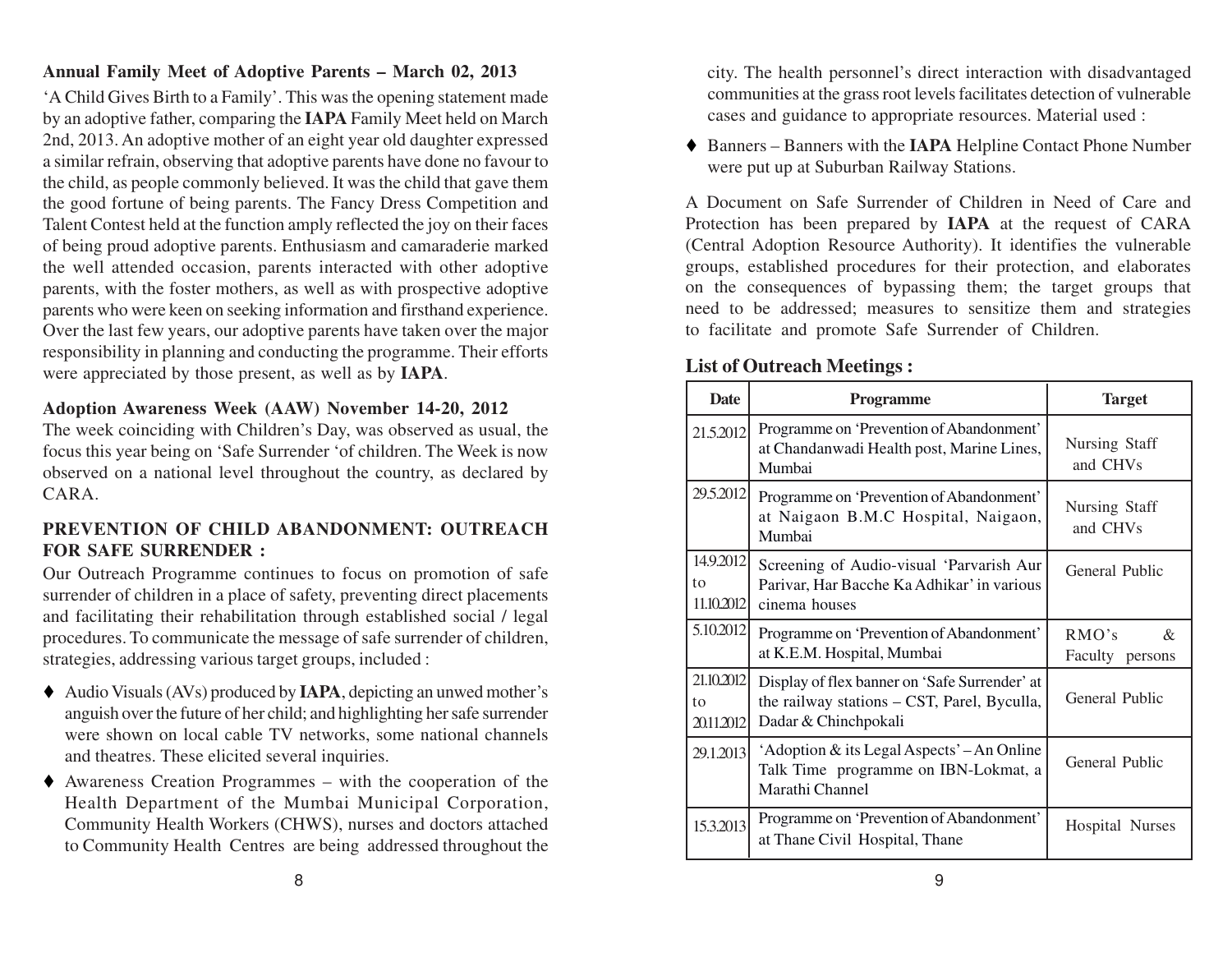### Annual Family Meet of Adoptive Parents – March 02, 2013

'A Child Gives Birth to a Family'. This was the opening statement made by an adoptive father, comparing the **IAPA** Family Meet held on March 2nd, 2013. An adoptive mother of an eight year old daughter expressed a similar refrain, observing that adoptive parents have done no favour to the child, as people commonly believed. It was the child that gave them the good fortune of being parents. The Fancy Dress Competition and Talent Contest held at the function amply reflected the joy on their faces of being proud adoptive parents. Enthusiasm and camaraderie marked the well attended occasion, parents interacted with other adoptive parents, with the foster mothers, as well as with prospective adoptive parents who were keen on seeking information and firsthand experience. Over the last few years, our adoptive parents have taken over the major responsibility in planning and conducting the programme. Their efforts were appreciated by those present, as well as by **IAPA**.

### Adoption Awareness Week (AAW) November 14-20, 2012

The week coinciding with Children's Day, was observed as usual, the focus this year being on 'Safe Surrender 'of children. The Week is now observed on a national level throughout the country, as declared by CARA.

### PREVENTION OF CHILD ABANDONMENT: OUTREACH FOR SAFE SURRENDER :

Our Outreach Programme continues to focus on promotion of safe surrender of children in a place of safety, preventing direct placements and facilitating their rehabilitation through established social / legal procedures. To communicate the message of safe surrender of children, strategies, addressing various target groups, included :

- Audio Visuals (AVs) produced by **IAPA**, depicting an unwed mother's anguish over the future of her child; and highlighting her safe surrender were shown on local cable TV networks, some national channels and theatres. These elicited several inquiries.
- Awareness Creation Programmes – with the cooperation of the Health Department of the Mumbai Municipal Corporation, Community Health Workers (CHWS), nurses and doctors attached to Community Health Centres are being addressed throughout the city. The health personnel's direct interaction with disadvantaged communities at the grass root levels facilitates detection of vulnerable cases and guidance to appropriate resources. Material used :
- Banners – Banners with the **IAPA** Helpline Contact Phone Number were put up at Suburban Railway Stations.

A Document on Safe Surrender of Children in Need of Care and Protection has been prepared by **IAPA** at the request of CARA (Central Adoption Resource Authority). It identifies the vulnerable groups, established procedures for their protection, and elaborates on the consequences of bypassing them; the target groups that need to be addressed; measures to sensitize them and strategies to facilitate and promote Safe Surrender of Children.

### List of Outreach Meetings :

| Date | Programme | Target |
|---|---|---|
| 21.5.2012 | Programme on 'Prevention of Abandonment' at Chandanwadi Health post, Marine Lines, Mumbai | Nursing Staff and CHVs |
| 29.5.2012 | Programme on 'Prevention of Abandonment' at Naigaon B.M.C Hospital, Naigaon, Mumbai | Nursing Staff and CHVs |
| 14.9.2012 to 11.10.2012 | Screening of Audio-visual 'Parvarish Aur Parivar, Har Bacche Ka Adhikar' in various cinema houses | General Public |
| 5.10.2012 | Programme on 'Prevention of Abandonment' at K.E.M. Hospital, Mumbai | RMO's & Faculty persons |
| 21.10.2012 to 20.11.2012 | Display of flex banner on 'Safe Surrender' at the railway stations – CST, Parel, Byculla, Dadar & Chinchpokali | General Public |
| 29.1.2013 | 'Adoption & its Legal Aspects' – An Online Talk Time programme on IBN-Lokmat, a Marathi Channel | General Public |
| 15.3.2013 | Programme on 'Prevention of Abandonment' at Thane Civil Hospital, Thane | Hospital Nurses |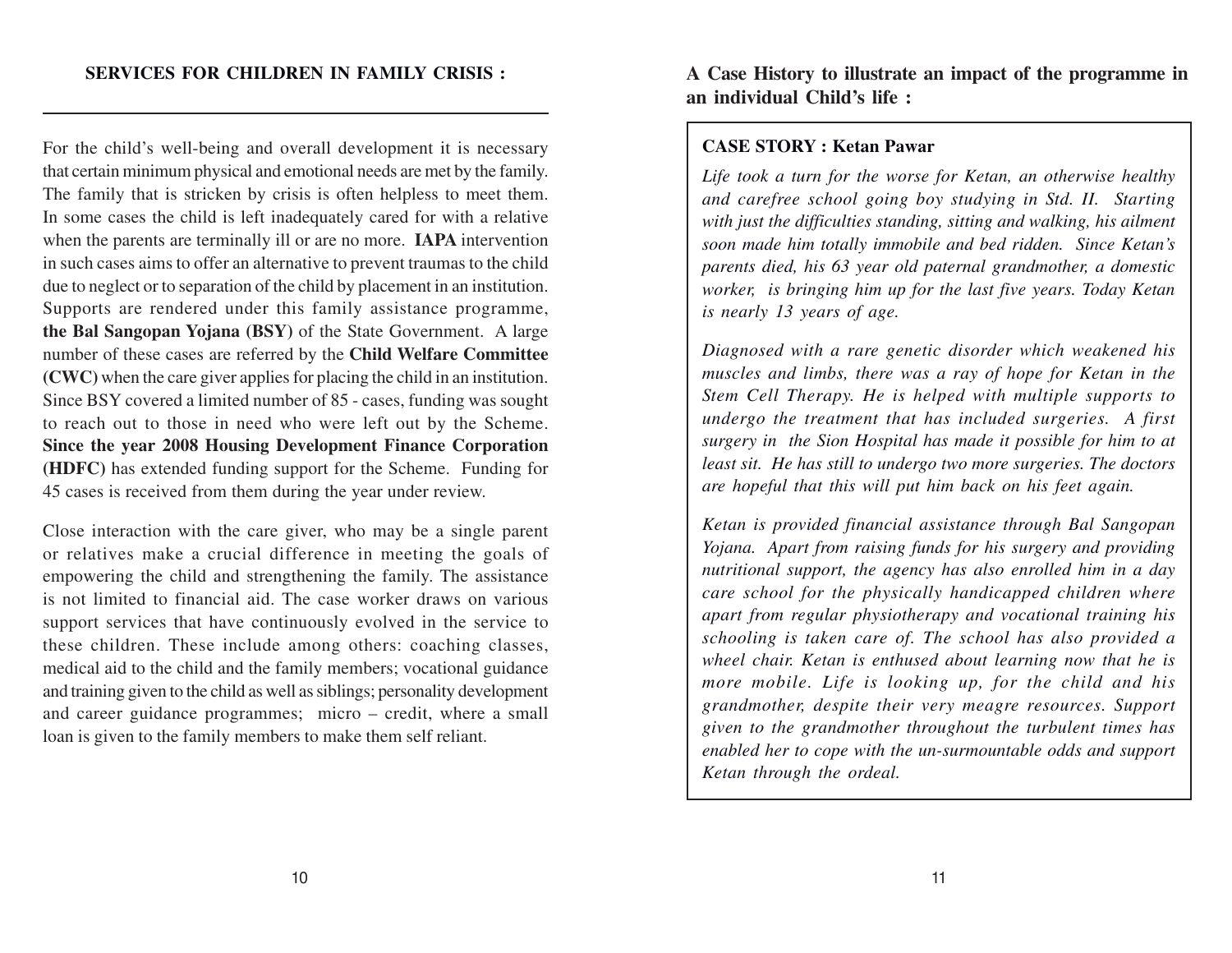## SERVICES FOR CHILDREN IN FAMILY CRISIS :

For the child's well-being and overall development it is necessary that certain minimum physical and emotional needs are met by the family. The family that is stricken by crisis is often helpless to meet them. In some cases the child is left inadequately cared for with a relative when the parents are terminally ill or are no more. **IAPA** intervention in such cases aims to offer an alternative to prevent traumas to the child due to neglect or to separation of the child by placement in an institution. Supports are rendered under this family assistance programme, **the Bal Sangopan Yojana (BSY)** of the State Government. A large number of these cases are referred by the **Child Welfare Committee (CWC)** when the care giver applies for placing the child in an institution. Since BSY covered a limited number of 85 - cases, funding was sought to reach out to those in need who were left out by the Scheme. **Since the year 2008 Housing Development Finance Corporation (HDFC)** has extended funding support for the Scheme. Funding for 45 cases is received from them during the year under review.

Close interaction with the care giver, who may be a single parent or relatives make a crucial difference in meeting the goals of empowering the child and strengthening the family. The assistance is not limited to financial aid. The case worker draws on various support services that have continuously evolved in the service to these children. These include among others: coaching classes, medical aid to the child and the family members; vocational guidance and training given to the child as well as siblings; personality development and career guidance programmes; micro – credit, where a small loan is given to the family members to make them self reliant.

## A Case History to illustrate an impact of the programme in an individual Child's life :

**CASE STORY : Ketan Pawar**

*Life took a turn for the worse for Ketan, an otherwise healthy and carefree school going boy studying in Std. II. Starting with just the difficulties standing, sitting and walking, his ailment soon made him totally immobile and bed ridden. Since Ketan's parents died, his 63 year old paternal grandmother, a domestic worker, is bringing him up for the last five years. Today Ketan is nearly 13 years of age.*

*Diagnosed with a rare genetic disorder which weakened his muscles and limbs, there was a ray of hope for Ketan in the Stem Cell Therapy. He is helped with multiple supports to undergo the treatment that has included surgeries. A first surgery in the Sion Hospital has made it possible for him to at least sit. He has still to undergo two more surgeries. The doctors are hopeful that this will put him back on his feet again.*

*Ketan is provided financial assistance through Bal Sangopan Yojana. Apart from raising funds for his surgery and providing nutritional support, the agency has also enrolled him in a day care school for the physically handicapped children where apart from regular physiotherapy and vocational training his schooling is taken care of. The school has also provided a wheel chair. Ketan is enthused about learning now that he is more mobile. Life is looking up, for the child and his grandmother, despite their very meagre resources. Support given to the grandmother throughout the turbulent times has enabled her to cope with the un-surmountable odds and support Ketan through the ordeal.*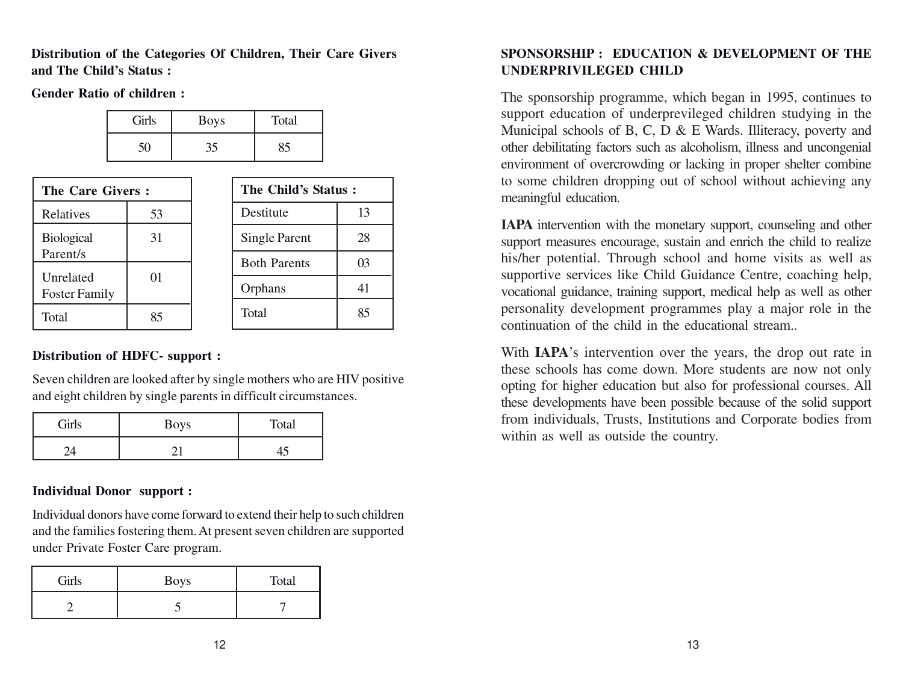**Distribution of the Categories Of Children, Their Care Givers and The Child's Status :**

**Gender Ratio of children :**

| Girls | Boys | Total |
|---|---|---|
| 50 | 35 | 85 |

| The Care Givers : | |
|---|---|
| Relatives | 53 |
| Biological Parent/s | 31 |
| Unrelated Foster Family | 01 |
| Total | 85 |

| The Child's Status : | |
|---|---|
| Destitute | 13 |
| Single Parent | 28 |
| Both Parents | 03 |
| Orphans | 41 |
| Total | 85 |

**Distribution of HDFC- support :**

Seven children are looked after by single mothers who are HIV positive and eight children by single parents in difficult circumstances.

| Girls | Boys | Total |
|---|---|---|
| 24 | 21 | 45 |

**Individual Donor support :**

Individual donors have come forward to extend their help to such children and the families fostering them. At present seven children are supported under Private Foster Care program.

| Girls | Boys | Total |
|---|---|---|
| 2 | 5 | 7 |

## SPONSORSHIP : EDUCATION & DEVELOPMENT OF THE UNDERPRIVILEGED CHILD

The sponsorship programme, which began in 1995, continues to support education of underprevileged children studying in the Municipal schools of B, C, D & E Wards. Illiteracy, poverty and other debilitating factors such as alcoholism, illness and uncongenial environment of overcrowding or lacking in proper shelter combine to some children dropping out of school without achieving any meaningful education.

**IAPA** intervention with the monetary support, counseling and other support measures encourage, sustain and enrich the child to realize his/her potential. Through school and home visits as well as supportive services like Child Guidance Centre, coaching help, vocational guidance, training support, medical help as well as other personality development programmes play a major role in the continuation of the child in the educational stream..

With **IAPA**'s intervention over the years, the drop out rate in these schools has come down. More students are now not only opting for higher education but also for professional courses. All these developments have been possible because of the solid support from individuals, Trusts, Institutions and Corporate bodies from within as well as outside the country.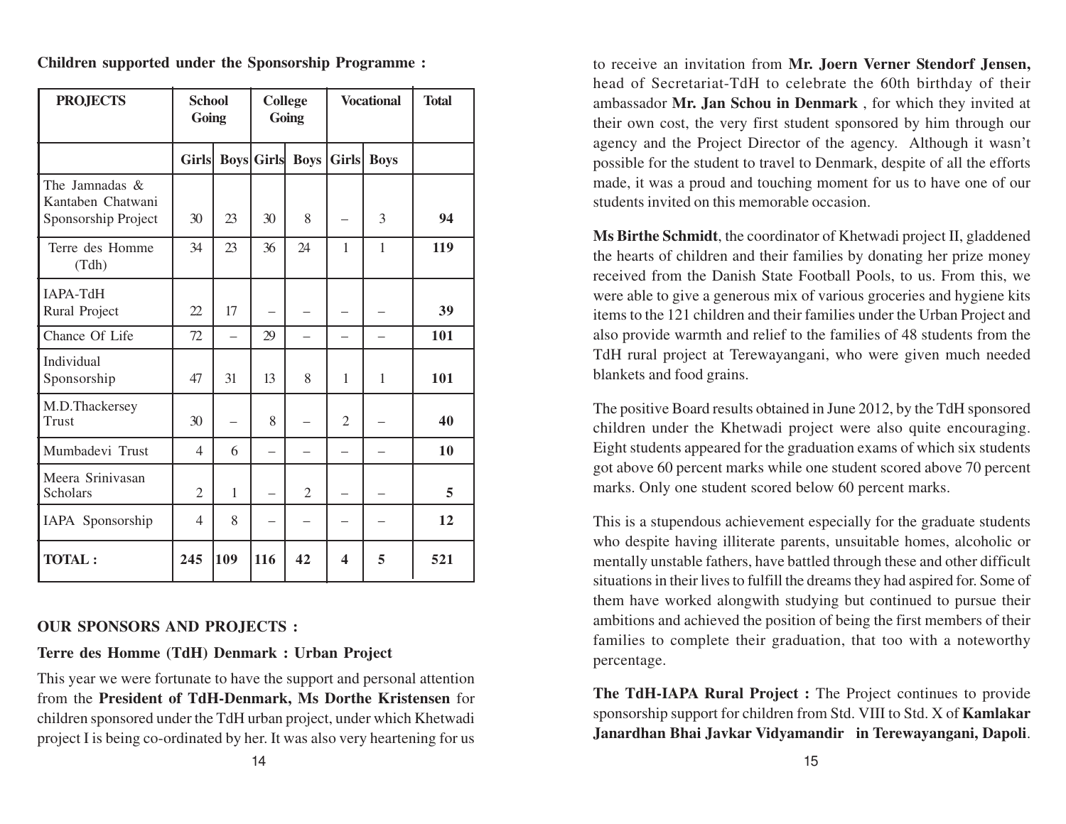**Children supported under the Sponsorship Programme :**

| PROJECTS | School Going | | College Going | | Vocational | | Total |
|---|---|---|---|---|---|---|---|
| | Girls | Boys | Girls | Boys | Girls | Boys | |
| The Jamnadas & Kantaben Chatwani Sponsorship Project | 30 | 23 | 30 | 8 | – | 3 | **94** |
| Terre des Homme (Tdh) | 34 | 23 | 36 | 24 | 1 | 1 | **119** |
| IAPA-TdH Rural Project | 22 | 17 | – | – | – | – | **39** |
| Chance Of Life | 72 | – | 29 | – | – | – | **101** |
| Individual Sponsorship | 47 | 31 | 13 | 8 | 1 | 1 | **101** |
| M.D.Thackersey Trust | 30 | – | 8 | – | 2 | – | **40** |
| Mumbadevi Trust | 4 | 6 | – | – | – | – | **10** |
| Meera Srinivasan Scholars | 2 | 1 | – | 2 | – | – | **5** |
| IAPA Sponsorship | 4 | 8 | – | – | – | – | **12** |
| **TOTAL :** | **245** | **109** | **116** | **42** | **4** | **5** | **521** |

**OUR SPONSORS AND PROJECTS :**

**Terre des Homme (TdH) Denmark : Urban Project**

This year we were fortunate to have the support and personal attention from the **President of TdH-Denmark, Ms Dorthe Kristensen** for children sponsored under the TdH urban project, under which Khetwadi project I is being co-ordinated by her. It was also very heartening for us to receive an invitation from **Mr. Joern Verner Stendorf Jensen,** head of Secretariat-TdH to celebrate the 60th birthday of their ambassador **Mr. Jan Schou in Denmark** , for which they invited at their own cost, the very first student sponsored by him through our agency and the Project Director of the agency. Although it wasn't possible for the student to travel to Denmark, despite of all the efforts made, it was a proud and touching moment for us to have one of our students invited on this memorable occasion.

**Ms Birthe Schmidt**, the coordinator of Khetwadi project II, gladdened the hearts of children and their families by donating her prize money received from the Danish State Football Pools, to us. From this, we were able to give a generous mix of various groceries and hygiene kits items to the 121 children and their families under the Urban Project and also provide warmth and relief to the families of 48 students from the TdH rural project at Terewayangani, who were given much needed blankets and food grains.

The positive Board results obtained in June 2012, by the TdH sponsored children under the Khetwadi project were also quite encouraging. Eight students appeared for the graduation exams of which six students got above 60 percent marks while one student scored above 70 percent marks. Only one student scored below 60 percent marks.

This is a stupendous achievement especially for the graduate students who despite having illiterate parents, unsuitable homes, alcoholic or mentally unstable fathers, have battled through these and other difficult situations in their lives to fulfill the dreams they had aspired for. Some of them have worked alongwith studying but continued to pursue their ambitions and achieved the position of being the first members of their families to complete their graduation, that too with a noteworthy percentage.

**The TdH-IAPA Rural Project :** The Project continues to provide sponsorship support for children from Std. VIII to Std. X of **Kamlakar Janardhan Bhai Javkar Vidyamandir in Terewayangani, Dapoli**.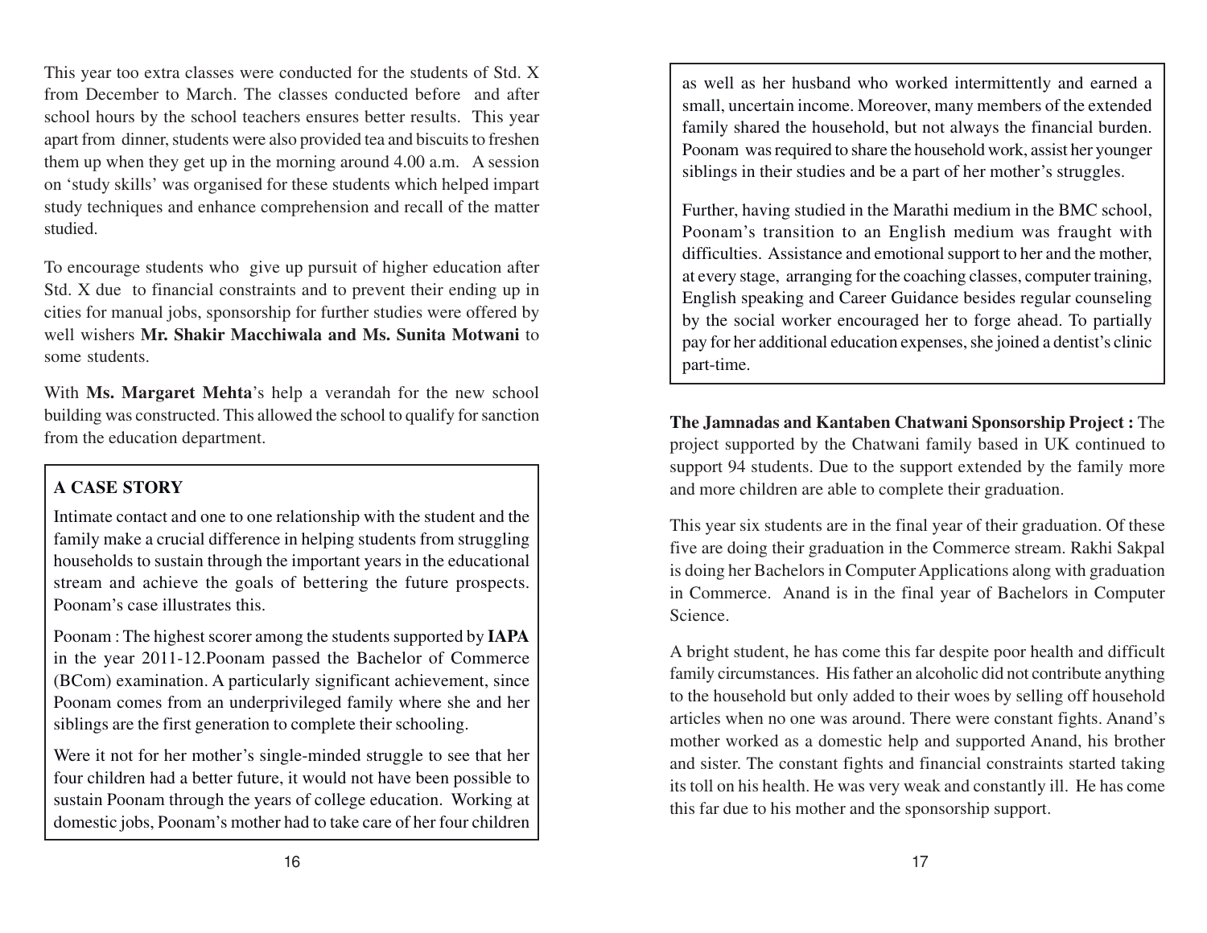This year too extra classes were conducted for the students of Std. X from December to March. The classes conducted before and after school hours by the school teachers ensures better results. This year apart from dinner, students were also provided tea and biscuits to freshen them up when they get up in the morning around 4.00 a.m. A session on 'study skills' was organised for these students which helped impart study techniques and enhance comprehension and recall of the matter studied.

To encourage students who give up pursuit of higher education after Std. X due to financial constraints and to prevent their ending up in cities for manual jobs, sponsorship for further studies were offered by well wishers **Mr. Shakir Macchiwala and Ms. Sunita Motwani** to some students.

With **Ms. Margaret Mehta**'s help a verandah for the new school building was constructed. This allowed the school to qualify for sanction from the education department.

### A CASE STORY

Intimate contact and one to one relationship with the student and the family make a crucial difference in helping students from struggling households to sustain through the important years in the educational stream and achieve the goals of bettering the future prospects. Poonam's case illustrates this.

Poonam : The highest scorer among the students supported by **IAPA** in the year 2011-12.Poonam passed the Bachelor of Commerce (BCom) examination. A particularly significant achievement, since Poonam comes from an underprivileged family where she and her siblings are the first generation to complete their schooling.

Were it not for her mother's single-minded struggle to see that her four children had a better future, it would not have been possible to sustain Poonam through the years of college education. Working at domestic jobs, Poonam's mother had to take care of her four children as well as her husband who worked intermittently and earned a small, uncertain income. Moreover, many members of the extended family shared the household, but not always the financial burden. Poonam was required to share the household work, assist her younger siblings in their studies and be a part of her mother's struggles.

Further, having studied in the Marathi medium in the BMC school, Poonam's transition to an English medium was fraught with difficulties. Assistance and emotional support to her and the mother, at every stage, arranging for the coaching classes, computer training, English speaking and Career Guidance besides regular counseling by the social worker encouraged her to forge ahead. To partially pay for her additional education expenses, she joined a dentist's clinic part-time.

**The Jamnadas and Kantaben Chatwani Sponsorship Project :** The project supported by the Chatwani family based in UK continued to support 94 students. Due to the support extended by the family more and more children are able to complete their graduation.

This year six students are in the final year of their graduation. Of these five are doing their graduation in the Commerce stream. Rakhi Sakpal is doing her Bachelors in Computer Applications along with graduation in Commerce. Anand is in the final year of Bachelors in Computer Science.

A bright student, he has come this far despite poor health and difficult family circumstances. His father an alcoholic did not contribute anything to the household but only added to their woes by selling off household articles when no one was around. There were constant fights. Anand's mother worked as a domestic help and supported Anand, his brother and sister. The constant fights and financial constraints started taking its toll on his health. He was very weak and constantly ill. He has come this far due to his mother and the sponsorship support.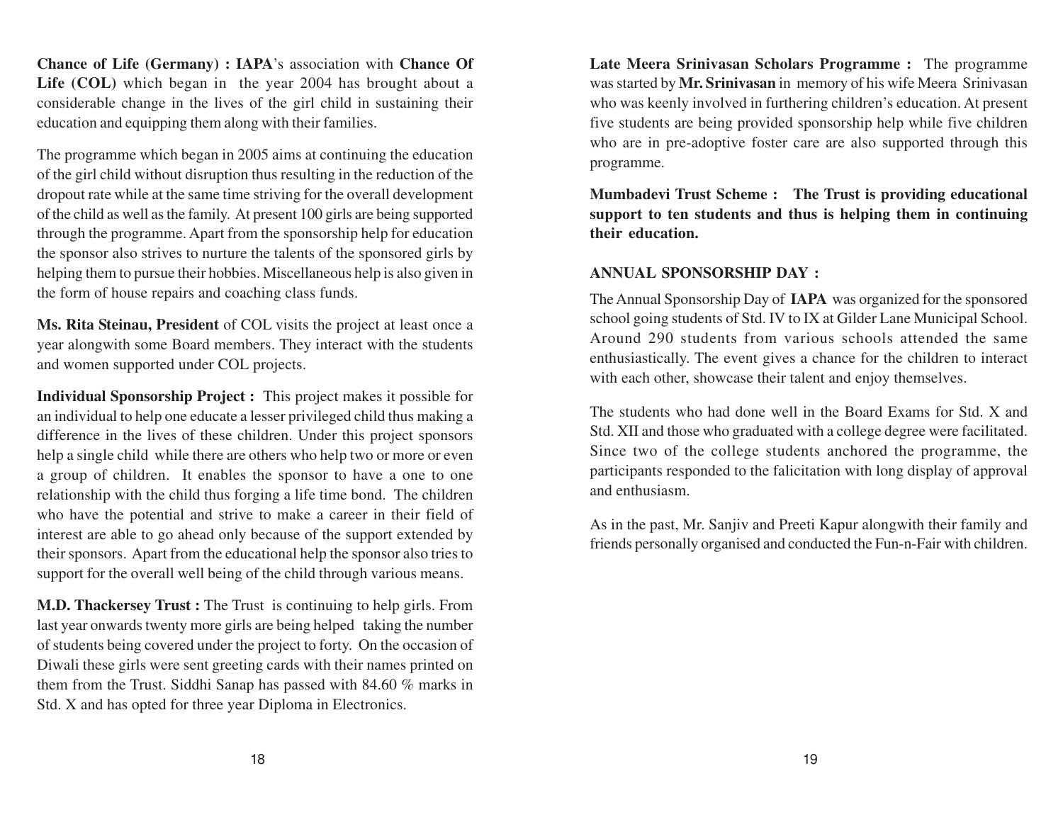**Chance of Life (Germany) : IAPA**'s association with **Chance Of Life (COL)** which began in the year 2004 has brought about a considerable change in the lives of the girl child in sustaining their education and equipping them along with their families.

The programme which began in 2005 aims at continuing the education of the girl child without disruption thus resulting in the reduction of the dropout rate while at the same time striving for the overall development of the child as well as the family. At present 100 girls are being supported through the programme. Apart from the sponsorship help for education the sponsor also strives to nurture the talents of the sponsored girls by helping them to pursue their hobbies. Miscellaneous help is also given in the form of house repairs and coaching class funds.

**Ms. Rita Steinau, President** of COL visits the project at least once a year alongwith some Board members. They interact with the students and women supported under COL projects.

**Individual Sponsorship Project :** This project makes it possible for an individual to help one educate a lesser privileged child thus making a difference in the lives of these children. Under this project sponsors help a single child while there are others who help two or more or even a group of children. It enables the sponsor to have a one to one relationship with the child thus forging a life time bond. The children who have the potential and strive to make a career in their field of interest are able to go ahead only because of the support extended by their sponsors. Apart from the educational help the sponsor also tries to support for the overall well being of the child through various means.

**M.D. Thackersey Trust :** The Trust is continuing to help girls. From last year onwards twenty more girls are being helped taking the number of students being covered under the project to forty. On the occasion of Diwali these girls were sent greeting cards with their names printed on them from the Trust. Siddhi Sanap has passed with 84.60 % marks in Std. X and has opted for three year Diploma in Electronics.

**Late Meera Srinivasan Scholars Programme :** The programme was started by **Mr. Srinivasan** in memory of his wife Meera Srinivasan who was keenly involved in furthering children's education. At present five students are being provided sponsorship help while five children who are in pre-adoptive foster care are also supported through this programme.

**Mumbadevi Trust Scheme : The Trust is providing educational support to ten students and thus is helping them in continuing their education.**

## ANNUAL SPONSORSHIP DAY :

The Annual Sponsorship Day of **IAPA** was organized for the sponsored school going students of Std. IV to IX at Gilder Lane Municipal School. Around 290 students from various schools attended the same enthusiastically. The event gives a chance for the children to interact with each other, showcase their talent and enjoy themselves.

The students who had done well in the Board Exams for Std. X and Std. XII and those who graduated with a college degree were facilitated. Since two of the college students anchored the programme, the participants responded to the falicitation with long display of approval and enthusiasm.

As in the past, Mr. Sanjiv and Preeti Kapur alongwith their family and friends personally organised and conducted the Fun-n-Fair with children.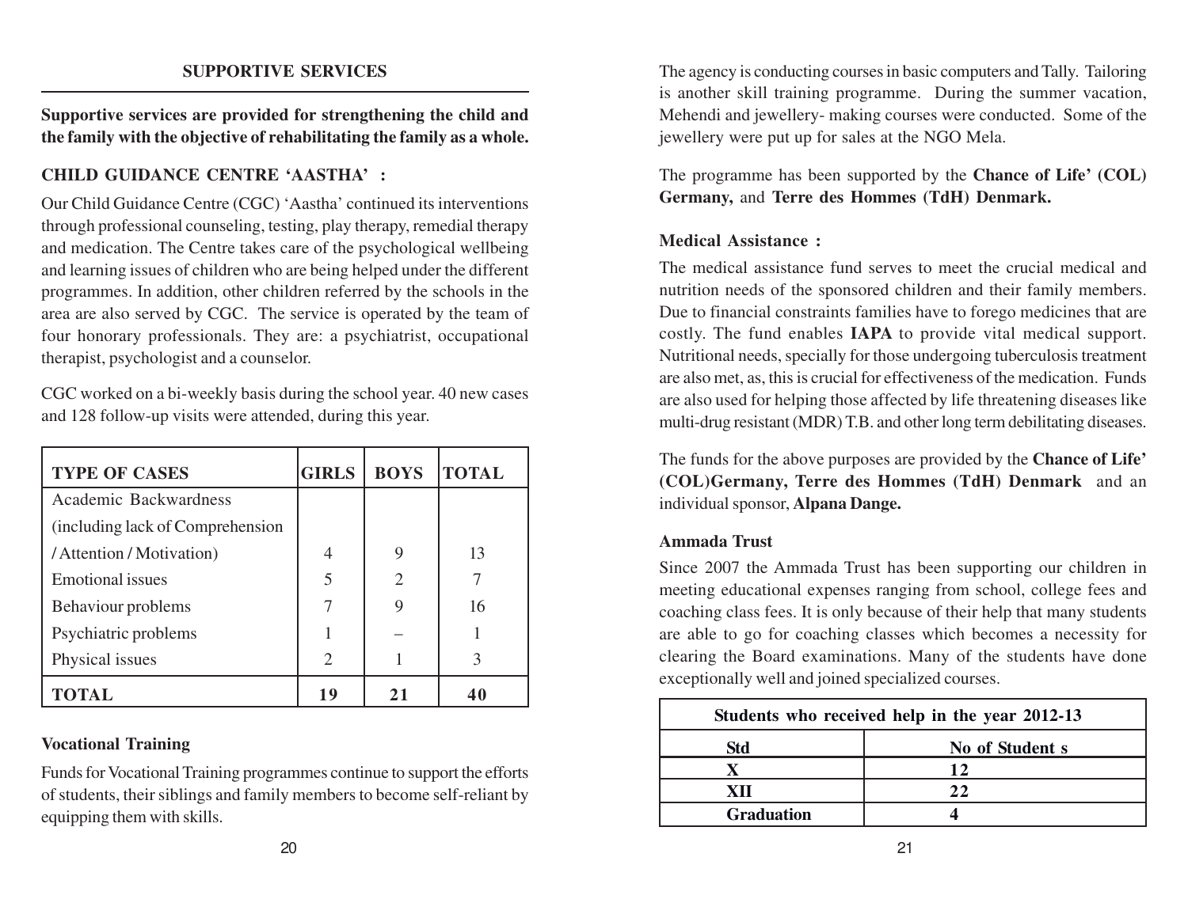## SUPPORTIVE SERVICES

**Supportive services are provided for strengthening the child and the family with the objective of rehabilitating the family as a whole.**

### CHILD GUIDANCE CENTRE 'AASTHA' :

Our Child Guidance Centre (CGC) 'Aastha' continued its interventions through professional counseling, testing, play therapy, remedial therapy and medication. The Centre takes care of the psychological wellbeing and learning issues of children who are being helped under the different programmes. In addition, other children referred by the schools in the area are also served by CGC. The service is operated by the team of four honorary professionals. They are: a psychiatrist, occupational therapist, psychologist and a counselor.

CGC worked on a bi-weekly basis during the school year. 40 new cases and 128 follow-up visits were attended, during this year.

| TYPE OF CASES | GIRLS | BOYS | TOTAL |
|---|---|---|---|
| Academic Backwardness (including lack of Comprehension / Attention / Motivation) | 4 | 9 | 13 |
| Emotional issues | 5 | 2 | 7 |
| Behaviour problems | 7 | 9 | 16 |
| Psychiatric problems | 1 | – | 1 |
| Physical issues | 2 | 1 | 3 |
| **TOTAL** | **19** | **21** | **40** |

### Vocational Training

Funds for Vocational Training programmes continue to support the efforts of students, their siblings and family members to become self-reliant by equipping them with skills.

The agency is conducting courses in basic computers and Tally. Tailoring is another skill training programme. During the summer vacation, Mehendi and jewellery- making courses were conducted. Some of the jewellery were put up for sales at the NGO Mela.

The programme has been supported by the **Chance of Life' (COL) Germany,** and **Terre des Hommes (TdH) Denmark.**

### Medical Assistance :

The medical assistance fund serves to meet the crucial medical and nutrition needs of the sponsored children and their family members. Due to financial constraints families have to forego medicines that are costly. The fund enables **IAPA** to provide vital medical support. Nutritional needs, specially for those undergoing tuberculosis treatment are also met, as, this is crucial for effectiveness of the medication. Funds are also used for helping those affected by life threatening diseases like multi-drug resistant (MDR) T.B. and other long term debilitating diseases.

The funds for the above purposes are provided by the **Chance of Life' (COL)Germany, Terre des Hommes (TdH) Denmark** and an individual sponsor, **Alpana Dange.**

### Ammada Trust

Since 2007 the Ammada Trust has been supporting our children in meeting educational expenses ranging from school, college fees and coaching class fees. It is only because of their help that many students are able to go for coaching classes which becomes a necessity for clearing the Board examinations. Many of the students have done exceptionally well and joined specialized courses.

| Students who received help in the year 2012-13 | |
|---|---|
| **Std** | **No of Student s** |
| **X** | **12** |
| **XII** | **22** |
| **Graduation** | **4** |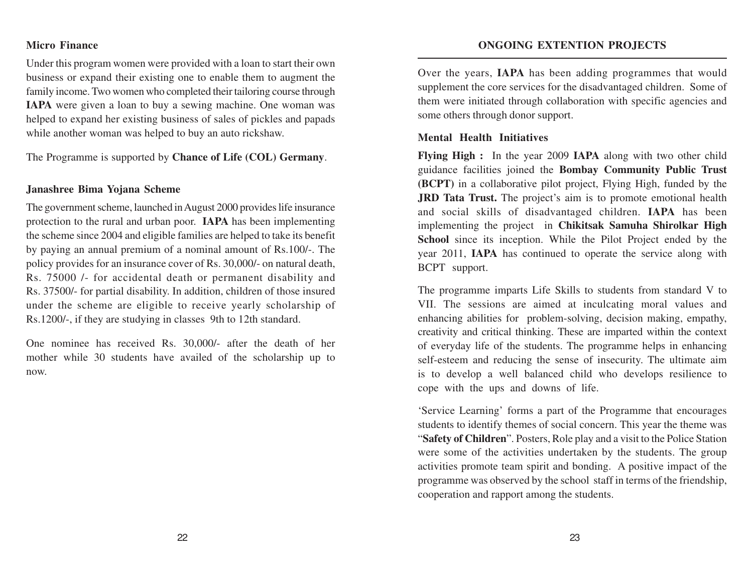### Micro Finance

Under this program women were provided with a loan to start their own business or expand their existing one to enable them to augment the family income. Two women who completed their tailoring course through **IAPA** were given a loan to buy a sewing machine. One woman was helped to expand her existing business of sales of pickles and papads while another woman was helped to buy an auto rickshaw.

The Programme is supported by **Chance of Life (COL) Germany**.

### Janashree Bima Yojana Scheme

The government scheme, launched in August 2000 provides life insurance protection to the rural and urban poor. **IAPA** has been implementing the scheme since 2004 and eligible families are helped to take its benefit by paying an annual premium of a nominal amount of Rs.100/-. The policy provides for an insurance cover of Rs. 30,000/- on natural death, Rs. 75000 /- for accidental death or permanent disability and Rs. 37500/- for partial disability. In addition, children of those insured under the scheme are eligible to receive yearly scholarship of Rs.1200/-, if they are studying in classes 9th to 12th standard.

One nominee has received Rs. 30,000/- after the death of her mother while 30 students have availed of the scholarship up to now.

## ONGOING EXTENTION PROJECTS

Over the years, **IAPA** has been adding programmes that would supplement the core services for the disadvantaged children. Some of them were initiated through collaboration with specific agencies and some others through donor support.

### Mental Health Initiatives

**Flying High :** In the year 2009 **IAPA** along with two other child guidance facilities joined the **Bombay Community Public Trust (BCPT)** in a collaborative pilot project, Flying High, funded by the **JRD Tata Trust.** The project's aim is to promote emotional health and social skills of disadvantaged children. **IAPA** has been implementing the project in **Chikitsak Samuha Shirolkar High School** since its inception. While the Pilot Project ended by the year 2011, **IAPA** has continued to operate the service along with BCPT support.

The programme imparts Life Skills to students from standard V to VII. The sessions are aimed at inculcating moral values and enhancing abilities for problem-solving, decision making, empathy, creativity and critical thinking. These are imparted within the context of everyday life of the students. The programme helps in enhancing self-esteem and reducing the sense of insecurity. The ultimate aim is to develop a well balanced child who develops resilience to cope with the ups and downs of life.

'Service Learning' forms a part of the Programme that encourages students to identify themes of social concern. This year the theme was "**Safety of Children**". Posters, Role play and a visit to the Police Station were some of the activities undertaken by the students. The group activities promote team spirit and bonding. A positive impact of the programme was observed by the school staff in terms of the friendship, cooperation and rapport among the students.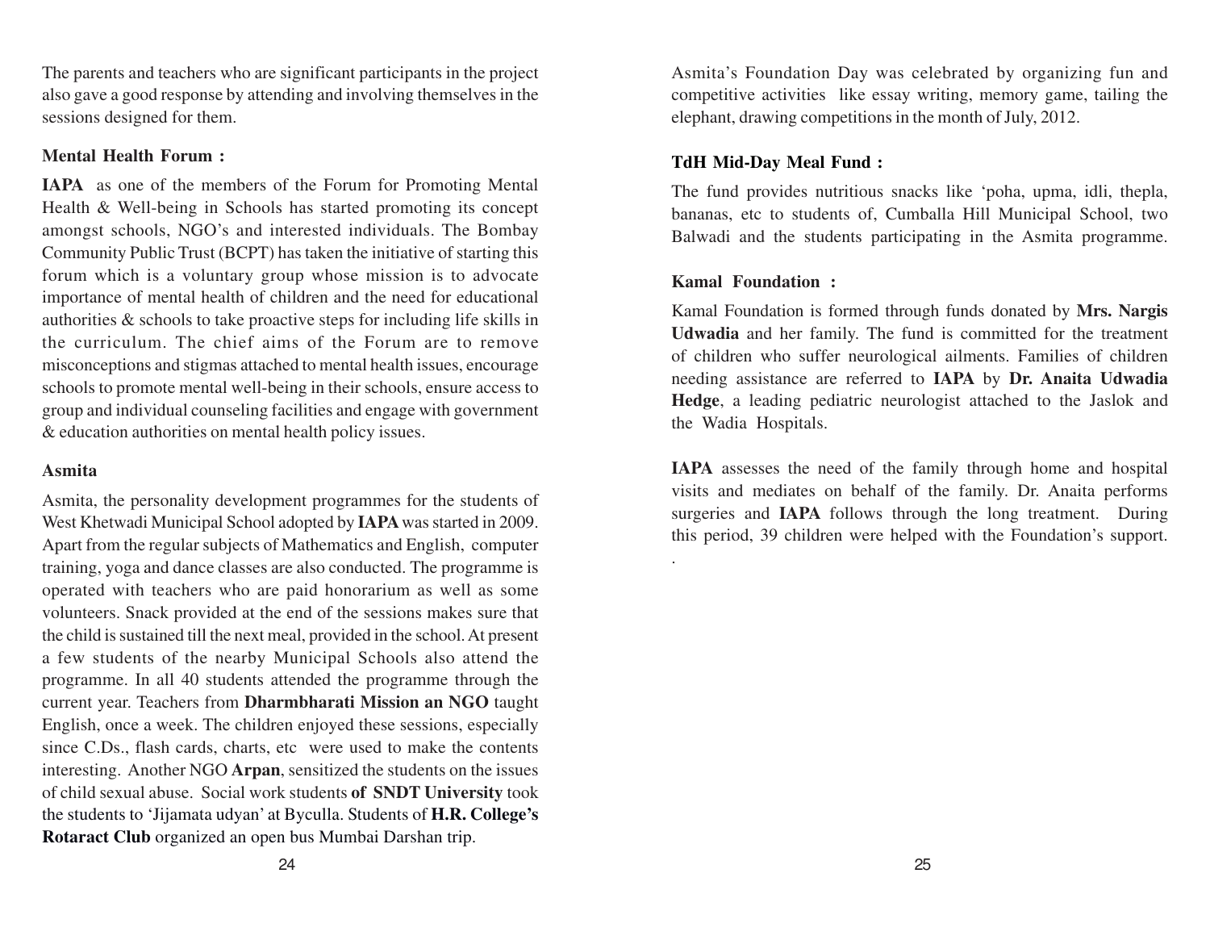The parents and teachers who are significant participants in the project also gave a good response by attending and involving themselves in the sessions designed for them.

**Mental Health Forum :**

**IAPA** as one of the members of the Forum for Promoting Mental Health & Well-being in Schools has started promoting its concept amongst schools, NGO's and interested individuals. The Bombay Community Public Trust (BCPT) has taken the initiative of starting this forum which is a voluntary group whose mission is to advocate importance of mental health of children and the need for educational authorities & schools to take proactive steps for including life skills in the curriculum. The chief aims of the Forum are to remove misconceptions and stigmas attached to mental health issues, encourage schools to promote mental well-being in their schools, ensure access to group and individual counseling facilities and engage with government & education authorities on mental health policy issues.

**Asmita**

Asmita, the personality development programmes for the students of West Khetwadi Municipal School adopted by **IAPA** was started in 2009. Apart from the regular subjects of Mathematics and English, computer training, yoga and dance classes are also conducted. The programme is operated with teachers who are paid honorarium as well as some volunteers. Snack provided at the end of the sessions makes sure that the child is sustained till the next meal, provided in the school. At present a few students of the nearby Municipal Schools also attend the programme. In all 40 students attended the programme through the current year. Teachers from **Dharmbharati Mission an NGO** taught English, once a week. The children enjoyed these sessions, especially since C.Ds., flash cards, charts, etc were used to make the contents interesting. Another NGO **Arpan**, sensitized the students on the issues of child sexual abuse. Social work students **of SNDT University** took the students to 'Jijamata udyan' at Byculla. Students of **H.R. College's Rotaract Club** organized an open bus Mumbai Darshan trip.

Asmita's Foundation Day was celebrated by organizing fun and competitive activities like essay writing, memory game, tailing the elephant, drawing competitions in the month of July, 2012.

**TdH Mid-Day Meal Fund :**

The fund provides nutritious snacks like 'poha, upma, idli, thepla, bananas, etc to students of, Cumballa Hill Municipal School, two Balwadi and the students participating in the Asmita programme.

**Kamal Foundation :**

Kamal Foundation is formed through funds donated by **Mrs. Nargis Udwadia** and her family. The fund is committed for the treatment of children who suffer neurological ailments. Families of children needing assistance are referred to **IAPA** by **Dr. Anaita Udwadia Hedge**, a leading pediatric neurologist attached to the Jaslok and the Wadia Hospitals.

**IAPA** assesses the need of the family through home and hospital visits and mediates on behalf of the family. Dr. Anaita performs surgeries and **IAPA** follows through the long treatment. During this period, 39 children were helped with the Foundation's support.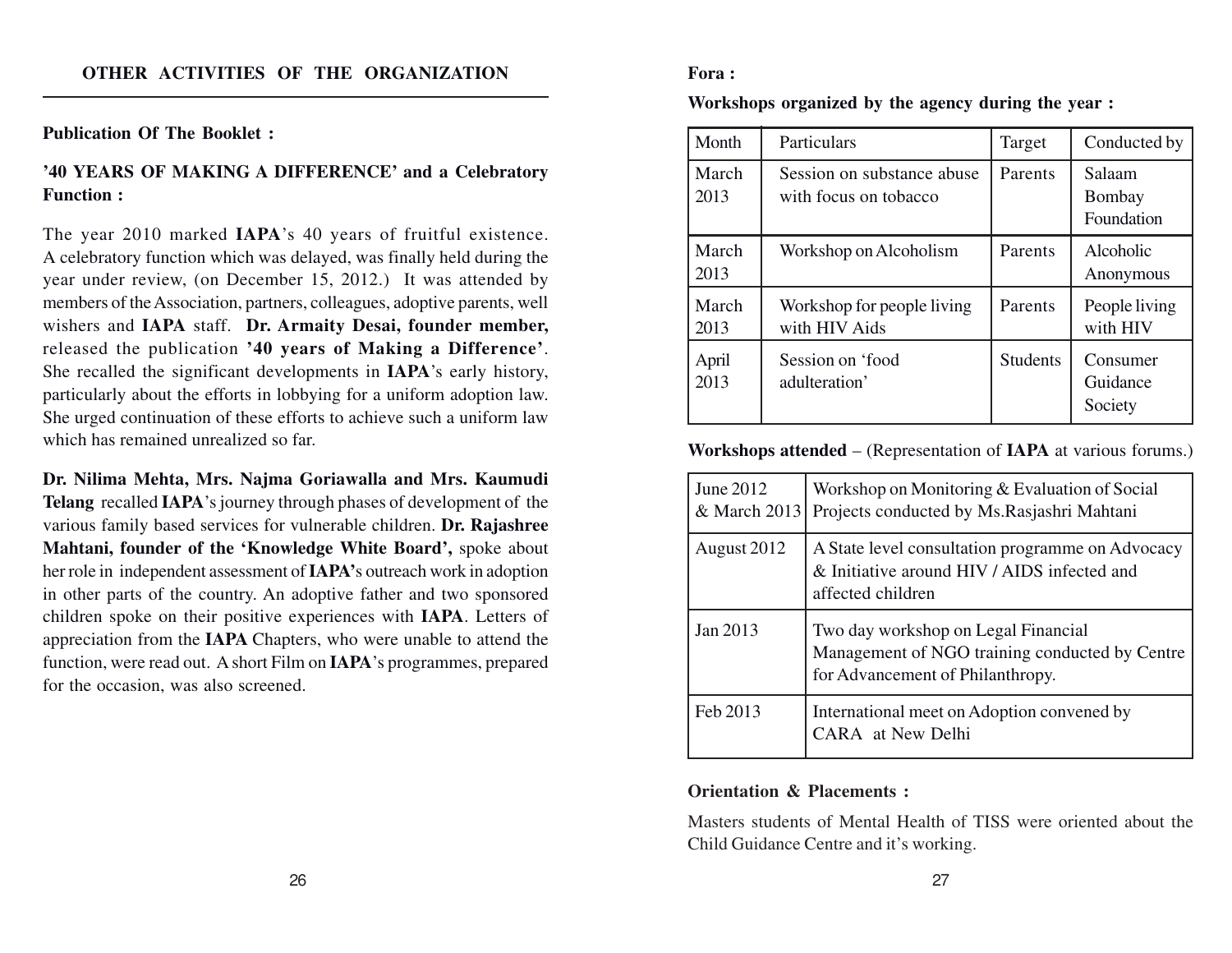## OTHER ACTIVITIES OF THE ORGANIZATION

**Publication Of The Booklet :**

**'40 YEARS OF MAKING A DIFFERENCE' and a Celebratory Function :**

The year 2010 marked **IAPA**'s 40 years of fruitful existence. A celebratory function which was delayed, was finally held during the year under review, (on December 15, 2012.) It was attended by members of the Association, partners, colleagues, adoptive parents, well wishers and **IAPA** staff. **Dr. Armaity Desai, founder member,** released the publication **'40 years of Making a Difference'**. She recalled the significant developments in **IAPA**'s early history, particularly about the efforts in lobbying for a uniform adoption law. She urged continuation of these efforts to achieve such a uniform law which has remained unrealized so far.

**Dr. Nilima Mehta, Mrs. Najma Goriawalla and Mrs. Kaumudi Telang** recalled **IAPA**'s journey through phases of development of the various family based services for vulnerable children. **Dr. Rajashree Mahtani, founder of the 'Knowledge White Board',** spoke about her role in independent assessment of **IAPA's** outreach work in adoption in other parts of the country. An adoptive father and two sponsored children spoke on their positive experiences with **IAPA**. Letters of appreciation from the **IAPA** Chapters, who were unable to attend the function, were read out. A short Film on **IAPA**'s programmes, prepared for the occasion, was also screened.

**Fora :**

**Workshops organized by the agency during the year :**

| Month | Particulars | Target | Conducted by |
|---|---|---|---|
| March 2013 | Session on substance abuse with focus on tobacco | Parents | Salaam Bombay Foundation |
| March 2013 | Workshop on Alcoholism | Parents | Alcoholic Anonymous |
| March 2013 | Workshop for people living with HIV Aids | Parents | People living with HIV |
| April 2013 | Session on 'food adulteration' | Students | Consumer Guidance Society |

**Workshops attended** – (Representation of **IAPA** at various forums.)

| | |
|---|---|
| June 2012 & March 2013 | Workshop on Monitoring & Evaluation of Social Projects conducted by Ms.Rasjashri Mahtani |
| August 2012 | A State level consultation programme on Advocacy & Initiative around HIV / AIDS infected and affected children |
| Jan 2013 | Two day workshop on Legal Financial Management of NGO training conducted by Centre for Advancement of Philanthropy. |
| Feb 2013 | International meet on Adoption convened by CARA at New Delhi |

**Orientation & Placements :**

Masters students of Mental Health of TISS were oriented about the Child Guidance Centre and it's working.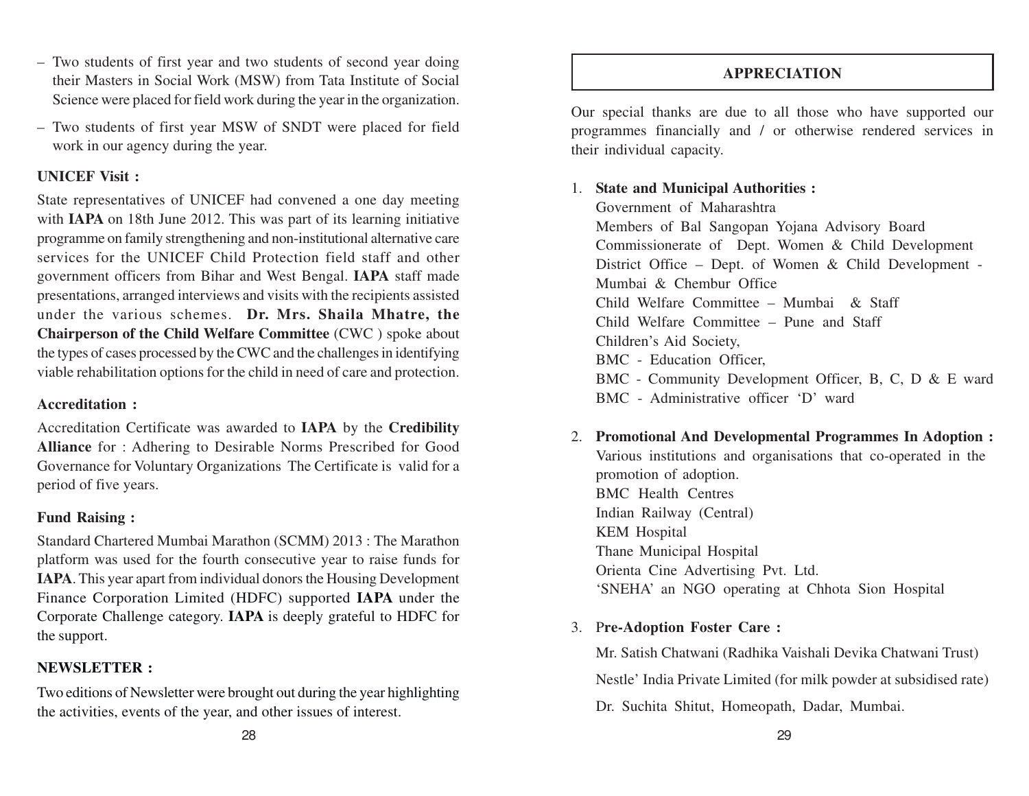- Two students of first year and two students of second year doing their Masters in Social Work (MSW) from Tata Institute of Social Science were placed for field work during the year in the organization.
- Two students of first year MSW of SNDT were placed for field work in our agency during the year.

**UNICEF Visit :**

State representatives of UNICEF had convened a one day meeting with **IAPA** on 18th June 2012. This was part of its learning initiative programme on family strengthening and non-institutional alternative care services for the UNICEF Child Protection field staff and other government officers from Bihar and West Bengal. **IAPA** staff made presentations, arranged interviews and visits with the recipients assisted under the various schemes. **Dr. Mrs. Shaila Mhatre, the Chairperson of the Child Welfare Committee** (CWC ) spoke about the types of cases processed by the CWC and the challenges in identifying viable rehabilitation options for the child in need of care and protection.

**Accreditation :**

Accreditation Certificate was awarded to **IAPA** by the **Credibility Alliance** for : Adhering to Desirable Norms Prescribed for Good Governance for Voluntary Organizations The Certificate is valid for a period of five years.

**Fund Raising :**

Standard Chartered Mumbai Marathon (SCMM) 2013 : The Marathon platform was used for the fourth consecutive year to raise funds for **IAPA**. This year apart from individual donors the Housing Development Finance Corporation Limited (HDFC) supported **IAPA** under the Corporate Challenge category. **IAPA** is deeply grateful to HDFC for the support.

**NEWSLETTER :**

Two editions of Newsletter were brought out during the year highlighting the activities, events of the year, and other issues of interest.

## APPRECIATION

Our special thanks are due to all those who have supported our programmes financially and / or otherwise rendered services in their individual capacity.

1. **State and Municipal Authorities :**
   Government of Maharashtra
   Members of Bal Sangopan Yojana Advisory Board
   Commissionerate of Dept. Women & Child Development
   District Office – Dept. of Women & Child Development - Mumbai & Chembur Office
   Child Welfare Committee – Mumbai & Staff
   Child Welfare Committee – Pune and Staff
   Children's Aid Society,
   BMC - Education Officer,
   BMC - Community Development Officer, B, C, D & E ward
   BMC - Administrative officer 'D' ward

2. **Promotional And Developmental Programmes In Adoption :**
   Various institutions and organisations that co-operated in the promotion of adoption.
   BMC Health Centres
   Indian Railway (Central)
   KEM Hospital
   Thane Municipal Hospital
   Orienta Cine Advertising Pvt. Ltd.
   'SNEHA' an NGO operating at Chhota Sion Hospital

3. **Pre-Adoption Foster Care :**

   Mr. Satish Chatwani (Radhika Vaishali Devika Chatwani Trust)

   Nestle' India Private Limited (for milk powder at subsidised rate)

   Dr. Suchita Shitut, Homeopath, Dadar, Mumbai.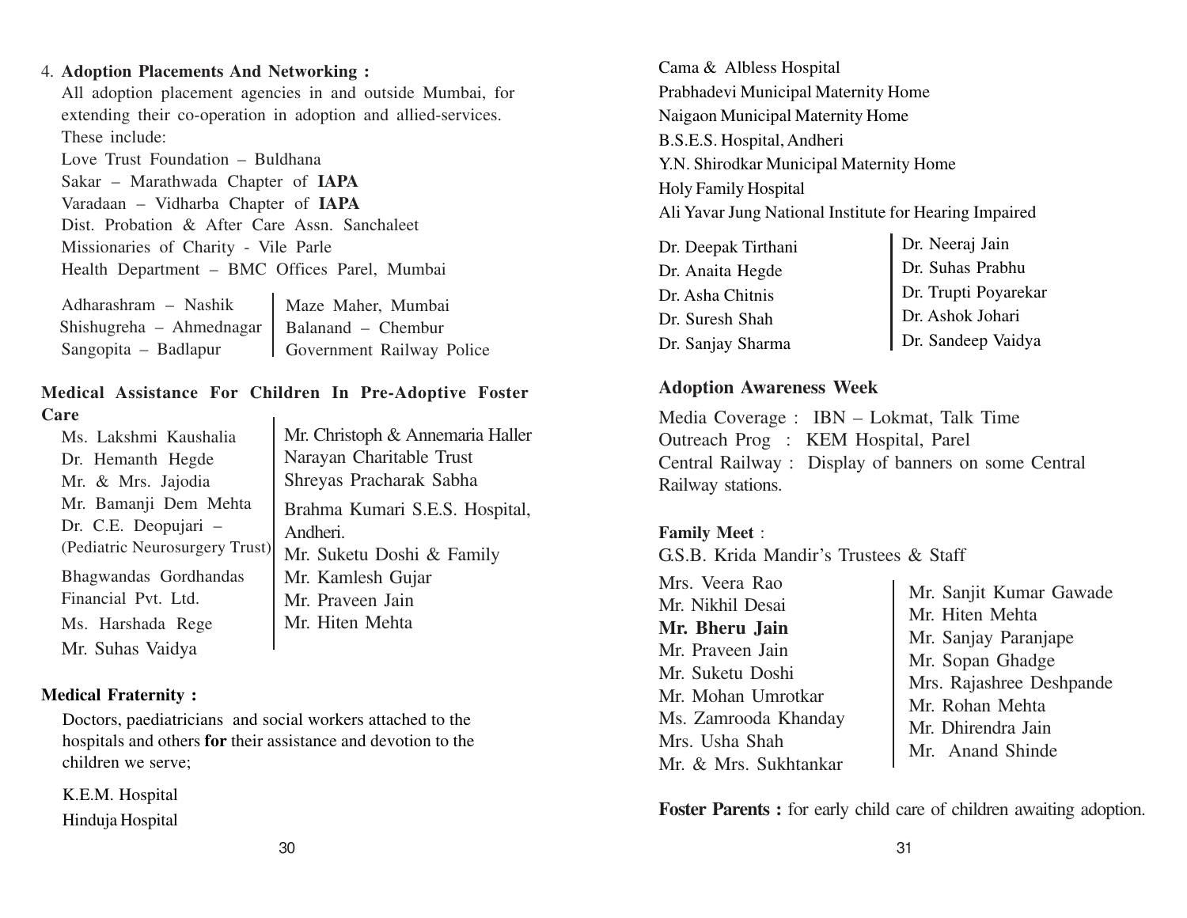4. **Adoption Placements And Networking :**

All adoption placement agencies in and outside Mumbai, for extending their co-operation in adoption and allied-services. These include:

Love Trust Foundation – Buldhana
Sakar – Marathwada Chapter of **IAPA**
Varadaan – Vidharba Chapter of **IAPA**
Dist. Probation & After Care Assn. Sanchaleet
Missionaries of Charity - Vile Parle
Health Department – BMC Offices Parel, Mumbai

Adharashram – Nashik
Shishugreha – Ahmednagar
Sangopita – Badlapur
Maze Maher, Mumbai
Balanand – Chembur
Government Railway Police

**Medical Assistance For Children In Pre-Adoptive Foster Care**

Ms. Lakshmi Kaushalia
Dr. Hemanth Hegde
Mr. & Mrs. Jajodia
Mr. Bamanji Dem Mehta
Dr. C.E. Deopujari – (Pediatric Neurosurgery Trust)
Bhagwandas Gordhandas Financial Pvt. Ltd.
Ms. Harshada Rege
Mr. Suhas Vaidya
Mr. Christoph & Annemaria Haller
Narayan Charitable Trust
Shreyas Pracharak Sabha
Brahma Kumari S.E.S. Hospital, Andheri.
Mr. Suketu Doshi & Family
Mr. Kamlesh Gujar
Mr. Praveen Jain
Mr. Hiten Mehta

**Medical Fraternity :**

Doctors, paediatricians and social workers attached to the hospitals and others **for** their assistance and devotion to the children we serve;

K.E.M. Hospital
Hinduja Hospital
Cama & Albless Hospital
Prabhadevi Municipal Maternity Home
Naigaon Municipal Maternity Home
B.S.E.S. Hospital, Andheri
Y.N. Shirodkar Municipal Maternity Home
Holy Family Hospital
Ali Yavar Jung National Institute for Hearing Impaired

Dr. Deepak Tirthani
Dr. Anaita Hegde
Dr. Asha Chitnis
Dr. Suresh Shah
Dr. Sanjay Sharma
Dr. Neeraj Jain
Dr. Suhas Prabhu
Dr. Trupti Poyarekar
Dr. Ashok Johari
Dr. Sandeep Vaidya

**Adoption Awareness Week**

Media Coverage : IBN – Lokmat, Talk Time
Outreach Prog : KEM Hospital, Parel
Central Railway : Display of banners on some Central Railway stations.

**Family Meet** :
G.S.B. Krida Mandir's Trustees & Staff

Mrs. Veera Rao
Mr. Nikhil Desai
**Mr. Bheru Jain**
Mr. Praveen Jain
Mr. Suketu Doshi
Mr. Mohan Umrotkar
Ms. Zamrooda Khanday
Mrs. Usha Shah
Mr. & Mrs. Sukhtankar
Mr. Sanjit Kumar Gawade
Mr. Hiten Mehta
Mr. Sanjay Paranjape
Mr. Sopan Ghadge
Mrs. Rajashree Deshpande
Mr. Rohan Mehta
Mr. Dhirendra Jain
Mr. Anand Shinde

**Foster Parents :** for early child care of children awaiting adoption.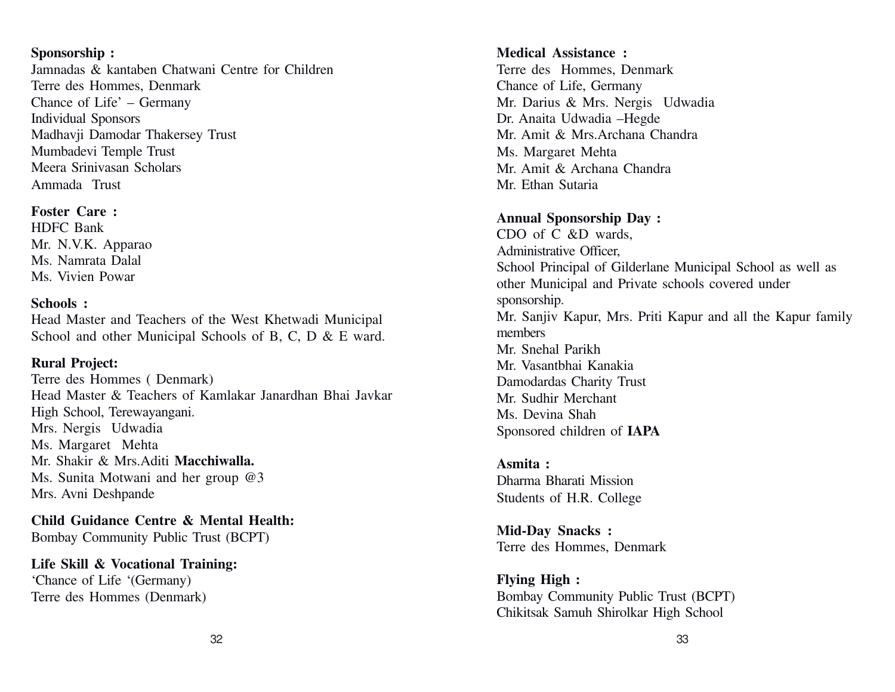**Sponsorship :**
Jamnadas & kantaben Chatwani Centre for Children
Terre des Hommes, Denmark
Chance of Life' – Germany
Individual Sponsors
Madhavji Damodar Thakersey Trust
Mumbadevi Temple Trust
Meera Srinivasan Scholars
Ammada Trust

**Foster Care :**
HDFC Bank
Mr. N.V.K. Apparao
Ms. Namrata Dalal
Ms. Vivien Powar

**Schools :**
Head Master and Teachers of the West Khetwadi Municipal School and other Municipal Schools of B, C, D & E ward.

**Rural Project:**
Terre des Hommes ( Denmark)
Head Master & Teachers of Kamlakar Janardhan Bhai Javkar High School, Terewayangani.
Mrs. Nergis Udwadia
Ms. Margaret Mehta
Mr. Shakir & Mrs.Aditi **Macchiwalla.**
Ms. Sunita Motwani and her group @3
Mrs. Avni Deshpande

**Child Guidance Centre & Mental Health:**
Bombay Community Public Trust (BCPT)

**Life Skill & Vocational Training:**
'Chance of Life '(Germany)
Terre des Hommes (Denmark)

**Medical Assistance :**
Terre des Hommes, Denmark
Chance of Life, Germany
Mr. Darius & Mrs. Nergis Udwadia
Dr. Anaita Udwadia –Hegde
Mr. Amit & Mrs.Archana Chandra
Ms. Margaret Mehta
Mr. Amit & Archana Chandra
Mr. Ethan Sutaria

**Annual Sponsorship Day :**
CDO of C &D wards,
Administrative Officer,
School Principal of Gilderlane Municipal School as well as other Municipal and Private schools covered under sponsorship.
Mr. Sanjiv Kapur, Mrs. Priti Kapur and all the Kapur family members
Mr. Snehal Parikh
Mr. Vasantbhai Kanakia
Damodardas Charity Trust
Mr. Sudhir Merchant
Ms. Devina Shah
Sponsored children of **IAPA**

**Asmita :**
Dharma Bharati Mission
Students of H.R. College

**Mid-Day Snacks :**
Terre des Hommes, Denmark

**Flying High :**
Bombay Community Public Trust (BCPT)
Chikitsak Samuh Shirolkar High School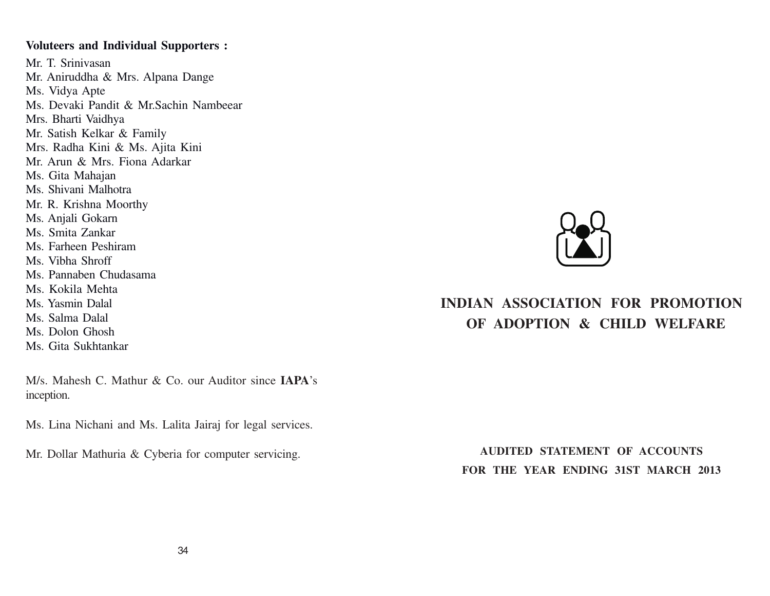**Voluteers and Individual Supporters :**

Mr. T. Srinivasan
Mr. Aniruddha & Mrs. Alpana Dange
Ms. Vidya Apte
Ms. Devaki Pandit & Mr.Sachin Nambeear
Mrs. Bharti Vaidhya
Mr. Satish Kelkar & Family
Mrs. Radha Kini & Ms. Ajita Kini
Mr. Arun & Mrs. Fiona Adarkar
Ms. Gita Mahajan
Ms. Shivani Malhotra
Mr. R. Krishna Moorthy
Ms. Anjali Gokarn
Ms. Smita Zankar
Ms. Farheen Peshiram
Ms. Vibha Shroff
Ms. Pannaben Chudasama
Ms. Kokila Mehta
Ms. Yasmin Dalal
Ms. Salma Dalal
Ms. Dolon Ghosh
Ms. Gita Sukhtankar

M/s. Mahesh C. Mathur & Co. our Auditor since **IAPA**'s inception.

Ms. Lina Nichani and Ms. Lalita Jairaj for legal services.

Mr. Dollar Mathuria & Cyberia for computer servicing.

# INDIAN ASSOCIATION FOR PROMOTION OF ADOPTION & CHILD WELFARE

**AUDITED STATEMENT OF ACCOUNTS FOR THE YEAR ENDING 31ST MARCH 2013**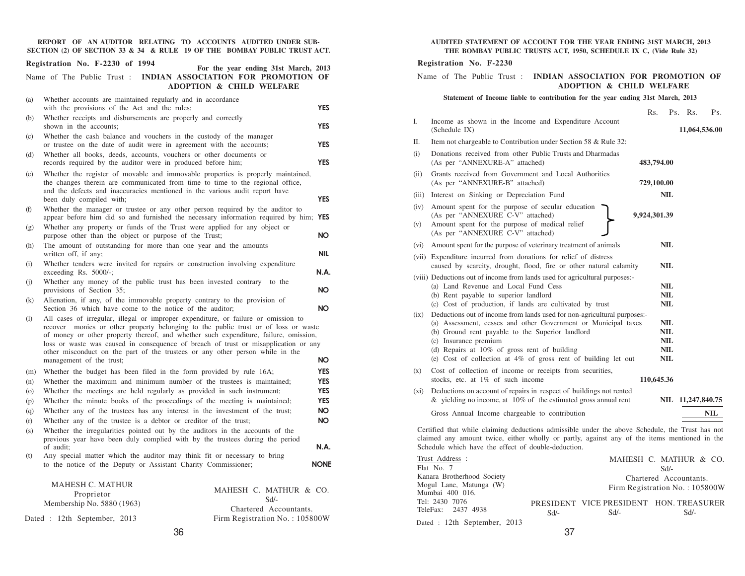**REPORT OF AN AUDITOR RELATING TO ACCOUNTS AUDITED UNDER SUB-SECTION (2) OF SECTION 33 & 34 & RULE 19 OF THE BOMBAY PUBLIC TRUST ACT.**

**Registration No. F-2230 of 1994** — **For the year ending 31st March, 2013**

Name of The Public Trust : **INDIAN ASSOCIATION FOR PROMOTION OF ADOPTION & CHILD WELFARE**

| | | |
|---|---|---|
| (a) | Whether accounts are maintained regularly and in accordance with the provisions of the Act and the rules; | **YES** |
| (b) | Whether receipts and disbursements are properly and correctly shown in the accounts; | **YES** |
| (c) | Whether the cash balance and vouchers in the custody of the manager or trustee on the date of audit were in agreement with the accounts; | **YES** |
| (d) | Whether all books, deeds, accounts, vouchers or other documents or records required by the auditor were in produced before him; | **YES** |
| (e) | Whether the register of movable and immovable properties is properly maintained, the changes therein are communicated from time to time to the regional office, and the defects and inaccuracies mentioned in the various audit report have been duly compiled with; | **YES** |
| (f) | Whether the manager or trustee or any other person required by the auditor to appear before him did so and furnished the necessary information required by him; | **YES** |
| (g) | Whether any property or funds of the Trust were applied for any object or purpose other than the object or purpose of the Trust; | **NO** |
| (h) | The amount of outstanding for more than one year and the amounts written off, if any; | **NIL** |
| (i) | Whether tenders were invited for repairs or construction involving expenditure exceeding Rs. 5000/-; | **N.A.** |
| (j) | Whether any money of the public trust has been invested contrary to the provisions of Section 35; | **NO** |
| (k) | Alienation, if any, of the immovable property contrary to the provision of Section 36 which have come to the notice of the auditor; | **NO** |
| (l) | All cases of irregular, illegal or improper expenditure, or failure or omission to recover monies or other property belonging to the public trust or of loss or waste of money or other property thereof, and whether such expenditure, failure, omission, loss or waste was caused in consequence of breach of trust or misapplication or any other misconduct on the part of the trustees or any other person while in the management of the trust; | **NO** |
| (m) | Whether the budget has been filed in the form provided by rule 16A; | **YES** |
| (n) | Whether the maximum and minimum number of the trustees is maintained; | **YES** |
| (o) | Whether the meetings are held regularly as provided in such instrument; | **YES** |
| (p) | Whether the minute books of the proceedings of the meeting is maintained; | **YES** |
| (q) | Whether any of the trustees has any interest in the investment of the trust; | **NO** |
| (r) | Whether any of the trustee is a debtor or creditor of the trust; | **NO** |
| (s) | Whether the irregularities pointed out by the auditors in the accounts of the previous year have been duly complied with by the trustees during the period of audit; | **N.A.** |
| (t) | Any special matter which the auditor may think fit or necessary to bring to the notice of the Deputy or Assistant Charity Commissioner; | **NONE** |

MAHESH C. MATHUR
Proprietor
Membership No. 5880 (1963)

MAHESH C. MATHUR & CO.
Sd/-
Chartered Accountants.
Firm Registration No. : 105800W

Dated : 12th September, 2013

**AUDITED STATEMENT OF ACCOUNT FOR THE YEAR ENDING 31ST MARCH, 2013**
**THE BOMBAY PUBLIC TRUSTS ACT, 1950, SCHEDULE IX C, (Vide Rule 32)**

**Registration No. F-2230**

Name of The Public Trust : **INDIAN ASSOCIATION FOR PROMOTION OF ADOPTION & CHILD WELFARE**

**Statement of Income liable to contribution for the year ending 31st March, 2013**

| | | Rs. Ps. | Rs. Ps. |
|---|---|---|---|
| I. | Income as shown in the Income and Expenditure Account (Schedule IX) | | **11,064,536.00** |
| II. | Item not chargeable to Contribution under Section 58 & Rule 32: | | |
| (i) | Donations received from other Public Trusts and Dharmadas (As per "ANNEXURE-A" attached) | **483,794.00** | |
| (ii) | Grants received from Government and Local Authorities (As per "ANNEXURE-B" attached) | **729,100.00** | |
| (iii) | Interest on Sinking or Depreciation Fund | **NIL** | |
| (iv) | Amount spent for the purpose of secular education (As per "ANNEXURE C-V" attached) | **9,924,301.39** | |
| (v) | Amount spent for the purpose of medical relief (As per "ANNEXURE C-V" attached) | | |
| (vi) | Amount spent for the purpose of veterinary treatment of animals | **NIL** | |
| (vii) | Expenditure incurred from donations for relief of distress caused by scarcity, drought, flood, fire or other natural calamity | **NIL** | |
| (viii) | Deductions out of income from lands used for agricultural purposes:- | | |
| | (a) Land Revenue and Local Fund Cess | **NIL** | |
| | (b) Rent payable to superior landlord | **NIL** | |
| | (c) Cost of production, if lands are cultivated by trust | **NIL** | |
| (ix) | Deductions out of income from lands used for non-agricultural purposes:- | | |
| | (a) Assessment, cesses and other Government or Municipal taxes | **NIL** | |
| | (b) Ground rent payable to the Superior landlord | **NIL** | |
| | (c) Insurance premium | **NIL** | |
| | (d) Repairs at 10% of gross rent of building | **NIL** | |
| | (e) Cost of collection at 4% of gross rent of building let out | **NIL** | |
| (x) | Cost of collection of income or receipts from securities, stocks, etc. at 1% of such income | **110,645.36** | |
| (xi) | Deductions on account of repairs in respect of buildings not rented & yielding no income, at 10% of the estimated gross annual rent | **NIL** | **11,247,840.75** |
| | Gross Annual Income chargeable to contribution | | **NIL** |

Certified that while claiming deductions admissible under the above Schedule, the Trust has not claimed any amount twice, either wholly or partly, against any of the items mentioned in the Schedule which have the effect of double-deduction.

Trust Address :
Flat No. 7
Kanara Brotherhood Society
Mogul Lane, Matunga (W)
Mumbai 400 016.
Tel: 2430 7076
TeleFax: 2437 4938

MAHESH C. MATHUR & CO.
Sd/-
Chartered Accountants.
Firm Registration No. : 105800W

| PRESIDENT | VICE PRESIDENT | HON. TREASURER |
|---|---|---|
| Sd/- | Sd/- | Sd/- |

Dated : 12th September, 2013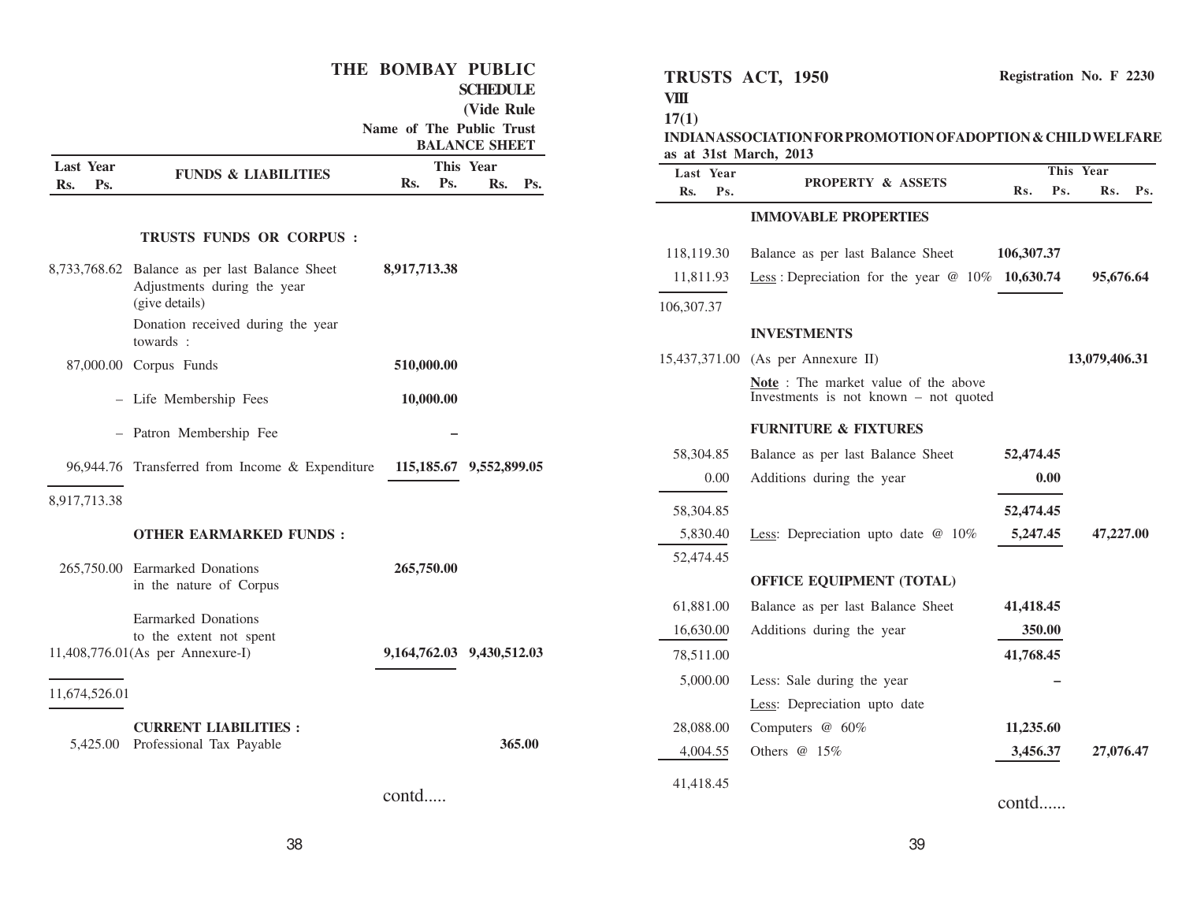# THE BOMBAY PUBLIC TRUSTS ACT, 1950

**Registration No. F 2230**

**SCHEDULE VIII**

**(Vide Rule 17(1)**

**Name of The Public Trust INDIAN ASSOCIATION FOR PROMOTION OF ADOPTION & CHILD WELFARE**

**BALANCE SHEET as at 31st March, 2013**

| Last Year Rs. Ps. | FUNDS & LIABILITIES | This Year Rs. Ps. | This Year Rs. Ps. |
|---|---|---|---|
| | **TRUSTS FUNDS OR CORPUS :** | | |
| 8,733,768.62 | Balance as per last Balance Sheet | **8,917,713.38** | |
| | Adjustments during the year (give details) | | |
| | Donation received during the year towards : | | |
| 87,000.00 | Corpus Funds | **510,000.00** | |
| – | Life Membership Fees | **10,000.00** | |
| – | Patron Membership Fee | **–** | |
| 96,944.76 | Transferred from Income & Expenditure | **115,185.67** | **9,552,899.05** |
| 8,917,713.38 | | | |
| | **OTHER EARMARKED FUNDS :** | | |
| 265,750.00 | Earmarked Donations in the nature of Corpus | **265,750.00** | |
| | Earmarked Donations to the extent not spent | | |
| 11,408,776.01 | (As per Annexure-I) | **9,164,762.03** | **9,430,512.03** |
| 11,674,526.01 | | | |
| | **CURRENT LIABILITIES :** | | |
| 5,425.00 | Professional Tax Payable | | **365.00** |

contd.....

| Last Year Rs. Ps. | PROPERTY & ASSETS | This Year Rs. Ps. | This Year Rs. Ps. |
|---|---|---|---|
| | **IMMOVABLE PROPERTIES** | | |
| 118,119.30 | Balance as per last Balance Sheet | **106,307.37** | |
| 11,811.93 | Less : Depreciation for the year @ 10% | **10,630.74** | **95,676.64** |
| 106,307.37 | | | |
| | **INVESTMENTS** | | |
| 15,437,371.00 | (As per Annexure II) | | **13,079,406.31** |
| | **Note** : The market value of the above Investments is not known – not quoted | | |
| | **FURNITURE & FIXTURES** | | |
| 58,304.85 | Balance as per last Balance Sheet | **52,474.45** | |
| 0.00 | Additions during the year | **0.00** | |
| 58,304.85 | | **52,474.45** | |
| 5,830.40 | Less: Depreciation upto date @ 10% | **5,247.45** | **47,227.00** |
| 52,474.45 | | | |
| | **OFFICE EQUIPMENT (TOTAL)** | | |
| 61,881.00 | Balance as per last Balance Sheet | **41,418.45** | |
| 16,630.00 | Additions during the year | **350.00** | |
| 78,511.00 | | **41,768.45** | |
| 5,000.00 | Less: Sale during the year | **–** | |
| | Less: Depreciation upto date | | |
| 28,088.00 | Computers @ 60% | **11,235.60** | |
| 4,004.55 | Others @ 15% | **3,456.37** | **27,076.47** |
| 41,418.45 | | | |

contd......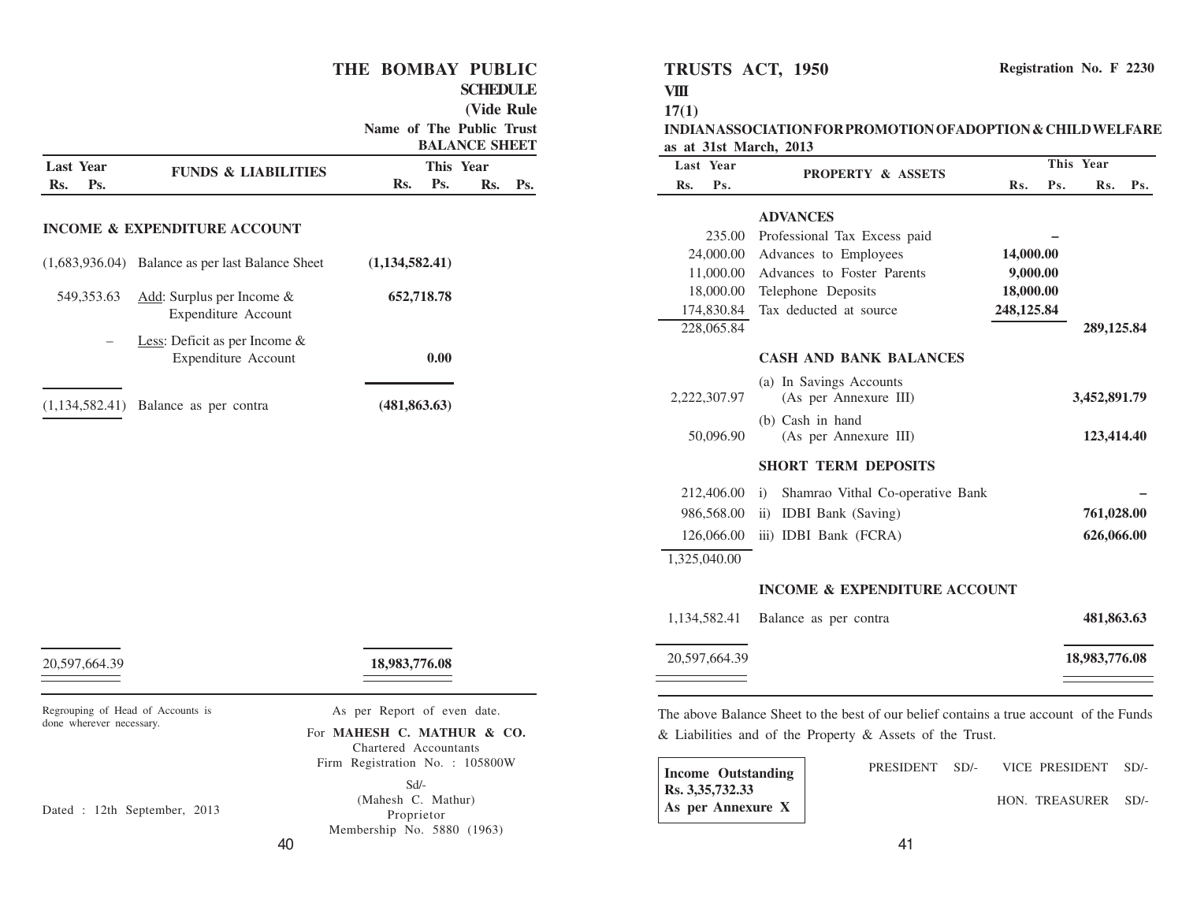# THE BOMBAY PUBLIC TRUSTS ACT, 1950

**Registration No. F 2230**

**SCHEDULE VIII**

**(Vide Rule 17(1)**

**Name of The Public Trust INDIAN ASSOCIATION FOR PROMOTION OF ADOPTION & CHILD WELFARE**

**BALANCE SHEET as at 31st March, 2013**

| Last Year Rs. Ps. | FUNDS & LIABILITIES | This Year Rs. Ps. | Rs. Ps. |
|---|---|---|---|
| | **INCOME & EXPENDITURE ACCOUNT** | | |
| (1,683,936.04) | Balance as per last Balance Sheet | **(1,134,582.41)** | |
| 549,353.63 | Add: Surplus per Income & Expenditure Account | **652,718.78** | |
| – | Less: Deficit as per Income & Expenditure Account | **0.00** | |
| (1,134,582.41) | Balance as per contra | **(481,863.63)** | |
| 20,597,664.39 | | **18,983,776.08** | |

| Last Year Rs. Ps. | PROPERTY & ASSETS | This Year Rs. Ps. | Rs. Ps. |
|---|---|---|---|
| | **ADVANCES** | | |
| 235.00 | Professional Tax Excess paid | **–** | |
| 24,000.00 | Advances to Employees | **14,000.00** | |
| 11,000.00 | Advances to Foster Parents | **9,000.00** | |
| 18,000.00 | Telephone Deposits | **18,000.00** | |
| 174,830.84 | Tax deducted at source | **248,125.84** | |
| 228,065.84 | | | **289,125.84** |
| | **CASH AND BANK BALANCES** | | |
| 2,222,307.97 | (a) In Savings Accounts (As per Annexure III) | | **3,452,891.79** |
| 50,096.90 | (b) Cash in hand (As per Annexure III) | | **123,414.40** |
| | **SHORT TERM DEPOSITS** | | |
| 212,406.00 | i) Shamrao Vithal Co-operative Bank | | **–** |
| 986,568.00 | ii) IDBI Bank (Saving) | | **761,028.00** |
| 126,066.00 | iii) IDBI Bank (FCRA) | | **626,066.00** |
| 1,325,040.00 | | | |
| | **INCOME & EXPENDITURE ACCOUNT** | | |
| 1,134,582.41 | Balance as per contra | | **481,863.63** |
| 20,597,664.39 | | | **18,983,776.08** |

Regrouping of Head of Accounts is done wherever necessary.

Dated : 12th September, 2013

As per Report of even date.

For **MAHESH C. MATHUR & CO.**
Chartered Accountants
Firm Registration No. : 105800W

Sd/-
(Mahesh C. Mathur)
Proprietor
Membership No. 5880 (1963)

The above Balance Sheet to the best of our belief contains a true account of the Funds & Liabilities and of the Property & Assets of the Trust.

**Income Outstanding Rs. 3,35,732.33 As per Annexure X**

PRESIDENT SD/- VICE PRESIDENT SD/-

HON. TREASURER SD/-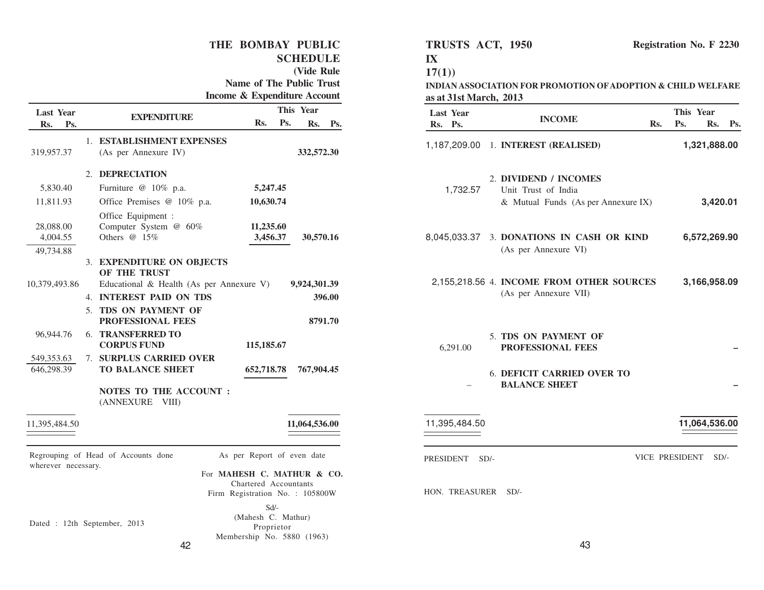# THE BOMBAY PUBLIC TRUSTS ACT, 1950

**Registration No. F 2230**

## SCHEDULE IX

**(Vide Rule 17(1))**

**Name of The Public Trust: INDIAN ASSOCIATION FOR PROMOTION OF ADOPTION & CHILD WELFARE**

**Income & Expenditure Account as at 31st March, 2013**

| Last Year Rs. Ps. | EXPENDITURE | This Year Rs. Ps. | This Year Rs. Ps. |
|---|---|---|---|
| 319,957.37 | 1. **ESTABLISHMENT EXPENSES** (As per Annexure IV) | | **332,572.30** |
| | 2. **DEPRECIATION** | | |
| 5,830.40 | Furniture @ 10% p.a. | **5,247.45** | |
| 11,811.93 | Office Premises @ 10% p.a. | **10,630.74** | |
| | Office Equipment : | | |
| 28,088.00 | Computer System @ 60% | **11,235.60** | |
| 4,004.55 | Others @ 15% | **3,456.37** | **30,570.16** |
| 49,734.88 | | | |
| | 3. **EXPENDITURE ON OBJECTS OF THE TRUST** | | |
| 10,379,493.86 | Educational & Health (As per Annexure V) | | **9,924,301.39** |
| | 4. **INTEREST PAID ON TDS** | | **396.00** |
| | 5. **TDS ON PAYMENT OF PROFESSIONAL FEES** | | **8791.70** |
| 96,944.76 | 6. **TRANSFERRED TO CORPUS FUND** | **115,185.67** | |
| 549,353.63 | 7. **SURPLUS CARRIED OVER TO BALANCE SHEET** | **652,718.78** | **767,904.45** |
| 646,298.39 | | | |
| | **NOTES TO THE ACCOUNT :** (ANNEXURE VIII) | | |
| 11,395,484.50 | | | **11,064,536.00** |

| Last Year Rs. Ps. | INCOME | This Year Rs. Ps. | This Year Rs. Ps. |
|---|---|---|---|
| 1,187,209.00 | 1. **INTEREST (REALISED)** | | **1,321,888.00** |
| | 2. **DIVIDEND / INCOMES** | | |
| 1,732.57 | Unit Trust of India & Mutual Funds (As per Annexure IX) | | **3,420.01** |
| 8,045,033.37 | 3. **DONATIONS IN CASH OR KIND** (As per Annexure VI) | | **6,572,269.90** |
| 2,155,218.56 | 4. **INCOME FROM OTHER SOURCES** (As per Annexure VII) | | **3,166,958.09** |
| 6,291.00 | 5. **TDS ON PAYMENT OF PROFESSIONAL FEES** | | – |
| – | 6. **DEFICIT CARRIED OVER TO BALANCE SHEET** | | – |
| 11,395,484.50 | | | **11,064,536.00** |

Regrouping of Head of Accounts done wherever necessary.

As per Report of even date

For **MAHESH C. MATHUR & CO.**
Chartered Accountants
Firm Registration No. : 105800W

Sd/-
(Mahesh C. Mathur)
Proprietor
Membership No. 5880 (1963)

Dated : 12th September, 2013

PRESIDENT SD/-

VICE PRESIDENT SD/-

HON. TREASURER SD/-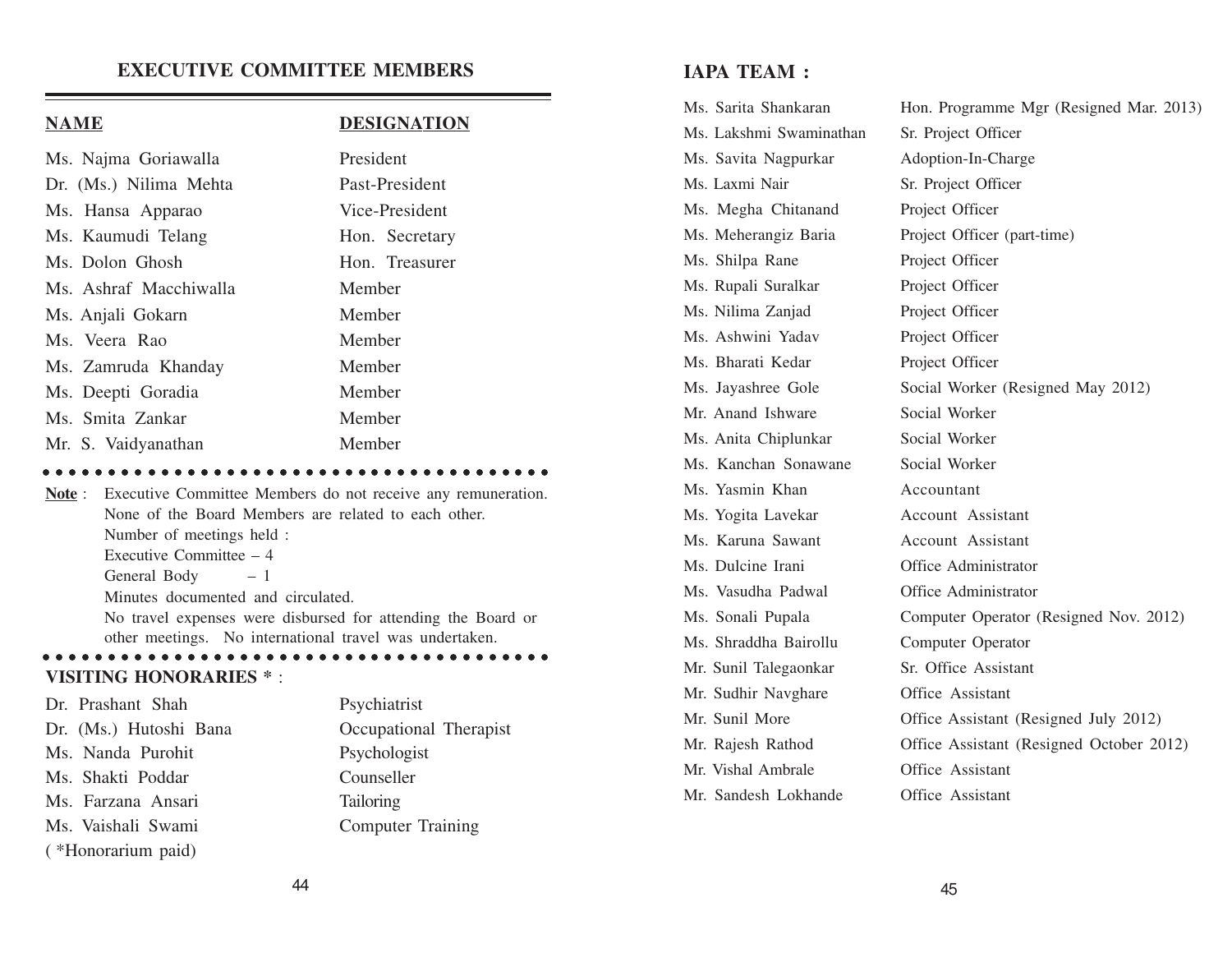## EXECUTIVE COMMITTEE MEMBERS

| NAME | DESIGNATION |
|---|---|
| Ms. Najma Goriawalla | President |
| Dr. (Ms.) Nilima Mehta | Past-President |
| Ms. Hansa Apparao | Vice-President |
| Ms. Kaumudi Telang | Hon. Secretary |
| Ms. Dolon Ghosh | Hon. Treasurer |
| Ms. Ashraf Macchiwalla | Member |
| Ms. Anjali Gokarn | Member |
| Ms. Veera Rao | Member |
| Ms. Zamruda Khanday | Member |
| Ms. Deepti Goradia | Member |
| Ms. Smita Zankar | Member |
| Mr. S. Vaidyanathan | Member |

**Note** : Executive Committee Members do not receive any remuneration. None of the Board Members are related to each other.
Number of meetings held :
Executive Committee – 4
General Body – 1
Minutes documented and circulated.
No travel expenses were disbursed for attending the Board or other meetings. No international travel was undertaken.

### VISITING HONORARIES * :

| | |
|---|---|
| Dr. Prashant Shah | Psychiatrist |
| Dr. (Ms.) Hutoshi Bana | Occupational Therapist |
| Ms. Nanda Purohit | Psychologist |
| Ms. Shakti Poddar | Counseller |
| Ms. Farzana Ansari | Tailoring |
| Ms. Vaishali Swami | Computer Training |

( *Honorarium paid)

## IAPA TEAM :

| | |
|---|---|
| Ms. Sarita Shankaran | Hon. Programme Mgr (Resigned Mar. 2013) |
| Ms. Lakshmi Swaminathan | Sr. Project Officer |
| Ms. Savita Nagpurkar | Adoption-In-Charge |
| Ms. Laxmi Nair | Sr. Project Officer |
| Ms. Megha Chitanand | Project Officer |
| Ms. Meherangiz Baria | Project Officer (part-time) |
| Ms. Shilpa Rane | Project Officer |
| Ms. Rupali Suralkar | Project Officer |
| Ms. Nilima Zanjad | Project Officer |
| Ms. Ashwini Yadav | Project Officer |
| Ms. Bharati Kedar | Project Officer |
| Ms. Jayashree Gole | Social Worker (Resigned May 2012) |
| Mr. Anand Ishware | Social Worker |
| Ms. Anita Chiplunkar | Social Worker |
| Ms. Kanchan Sonawane | Social Worker |
| Ms. Yasmin Khan | Accountant |
| Ms. Yogita Lavekar | Account Assistant |
| Ms. Karuna Sawant | Account Assistant |
| Ms. Dulcine Irani | Office Administrator |
| Ms. Vasudha Padwal | Office Administrator |
| Ms. Sonali Pupala | Computer Operator (Resigned Nov. 2012) |
| Ms. Shraddha Bairollu | Computer Operator |
| Mr. Sunil Talegaonkar | Sr. Office Assistant |
| Mr. Sudhir Navghare | Office Assistant |
| Mr. Sunil More | Office Assistant (Resigned July 2012) |
| Mr. Rajesh Rathod | Office Assistant (Resigned October 2012) |
| Mr. Vishal Ambrale | Office Assistant |
| Mr. Sandesh Lokhande | Office Assistant |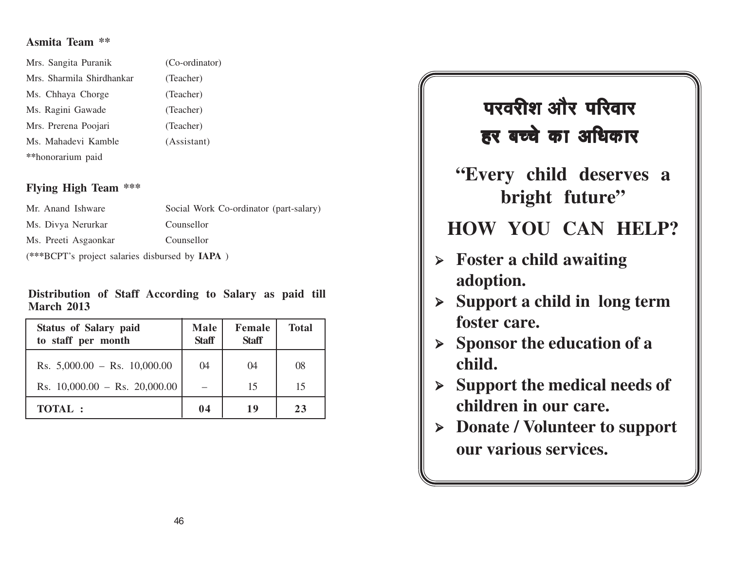**Asmita Team \*\***

| | |
|---|---|
| Mrs. Sangita Puranik | (Co-ordinator) |
| Mrs. Sharmila Shirdhankar | (Teacher) |
| Ms. Chhaya Chorge | (Teacher) |
| Ms. Ragini Gawade | (Teacher) |
| Mrs. Prerena Poojari | (Teacher) |
| Ms. Mahadevi Kamble | (Assistant) |

**honorarium paid

**Flying High Team \*\*\***

| | |
|---|---|
| Mr. Anand Ishware | Social Work Co-ordinator (part-salary) |
| Ms. Divya Nerurkar | Counsellor |
| Ms. Preeti Asgaonkar | Counsellor |

(***BCPT's project salaries disbursed by **IAPA** )

**Distribution of Staff According to Salary as paid till March 2013**

| Status of Salary paid to staff per month | Male Staff | Female Staff | Total |
|---|---|---|---|
| Rs. 5,000.00 – Rs. 10,000.00 | 04 | 04 | 08 |
| Rs. 10,000.00 – Rs. 20,000.00 | – | 15 | 15 |
| **TOTAL :** | **04** | **19** | **23** |

# परवरीश और परिवार
# हर बच्चे का अधिकार

## "Every child deserves a bright future"

## HOW YOU CAN HELP?

- **Foster a child awaiting adoption.**
- **Support a child in long term foster care.**
- **Sponsor the education of a child.**
- **Support the medical needs of children in our care.**
- **Donate / Volunteer to support our various services.**